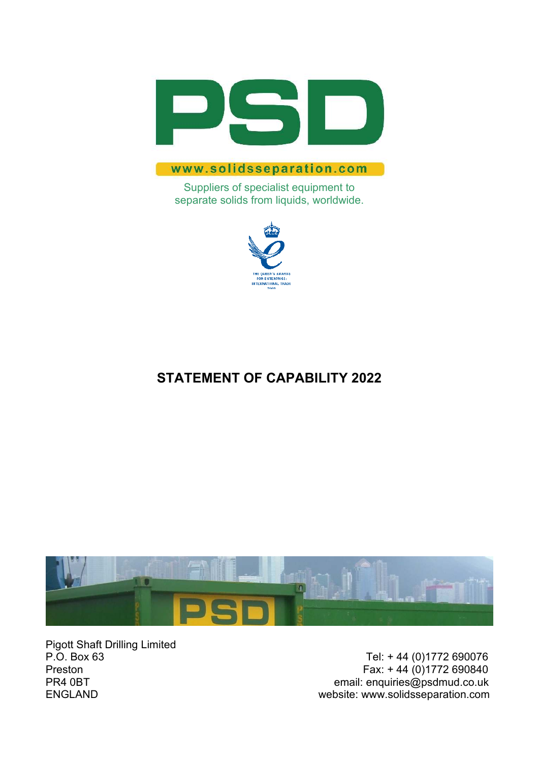# PSD

www.solidsseparation.com

Suppliers of specialist equipment to separate solids from liquids, worldwide.

THE QUEEN'S AWARDS FOR ENTERPRISE: INTERNATIONAL TRADE

## STATEMENT OF CAPABILITY 2022

Pigott Shaft Drilling Limited
P.O. Box 63
Preston
PR4 0BT
ENGLAND

Tel: + 44 (0)1772 690076
Fax: + 44 (0)1772 690840
email: enquiries@psdmud.co.uk
website: www.solidsseparation.com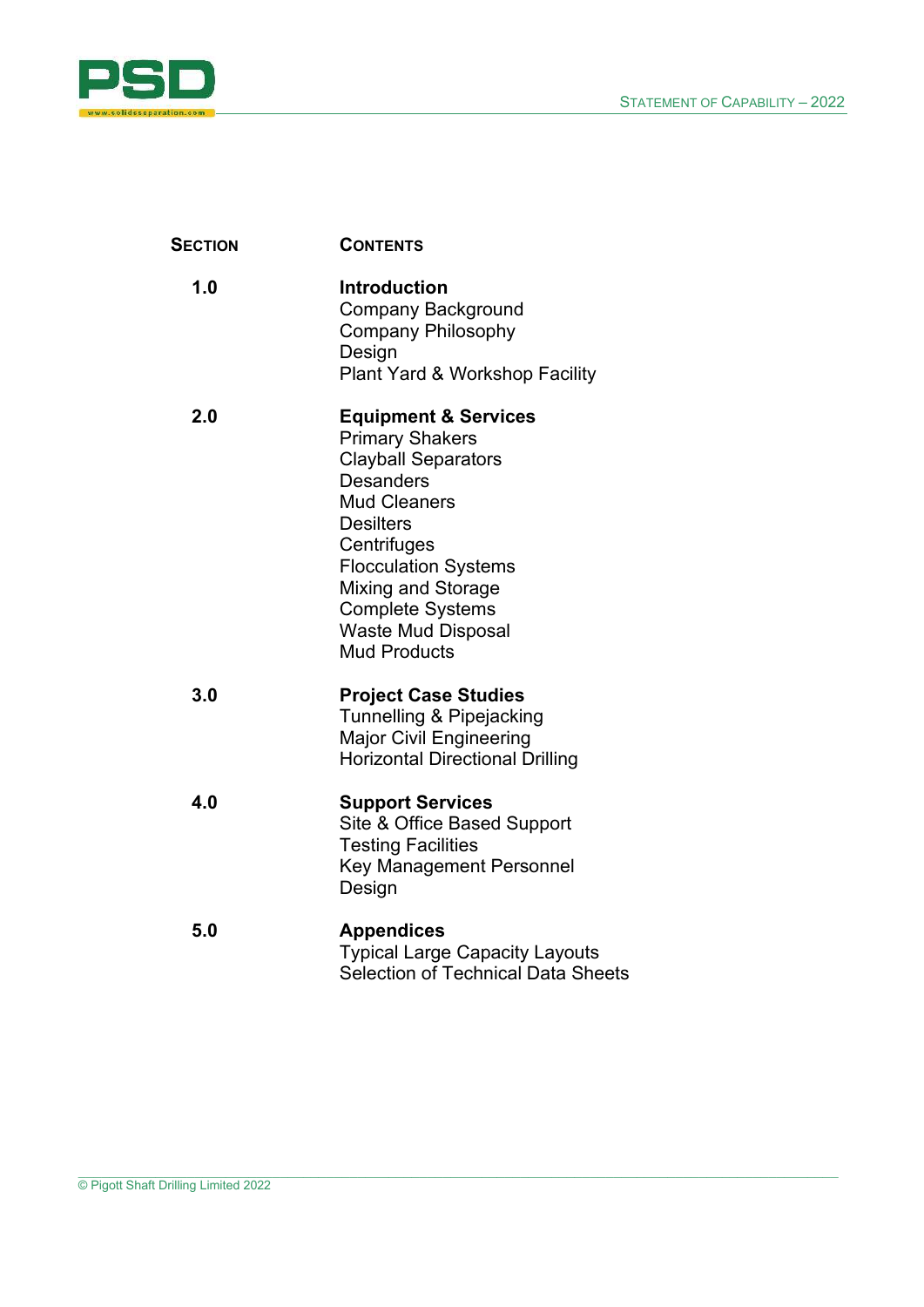| **Section** | **Contents** |
|---|---|
| **1.0** | **Introduction**<br>Company Background<br>Company Philosophy<br>Design<br>Plant Yard & Workshop Facility |
| **2.0** | **Equipment & Services**<br>Primary Shakers<br>Clayball Separators<br>Desanders<br>Mud Cleaners<br>Desilters<br>Centrifuges<br>Flocculation Systems<br>Mixing and Storage<br>Complete Systems<br>Waste Mud Disposal<br>Mud Products |
| **3.0** | **Project Case Studies**<br>Tunnelling & Pipejacking<br>Major Civil Engineering<br>Horizontal Directional Drilling |
| **4.0** | **Support Services**<br>Site & Office Based Support<br>Testing Facilities<br>Key Management Personnel<br>Design |
| **5.0** | **Appendices**<br>Typical Large Capacity Layouts<br>Selection of Technical Data Sheets |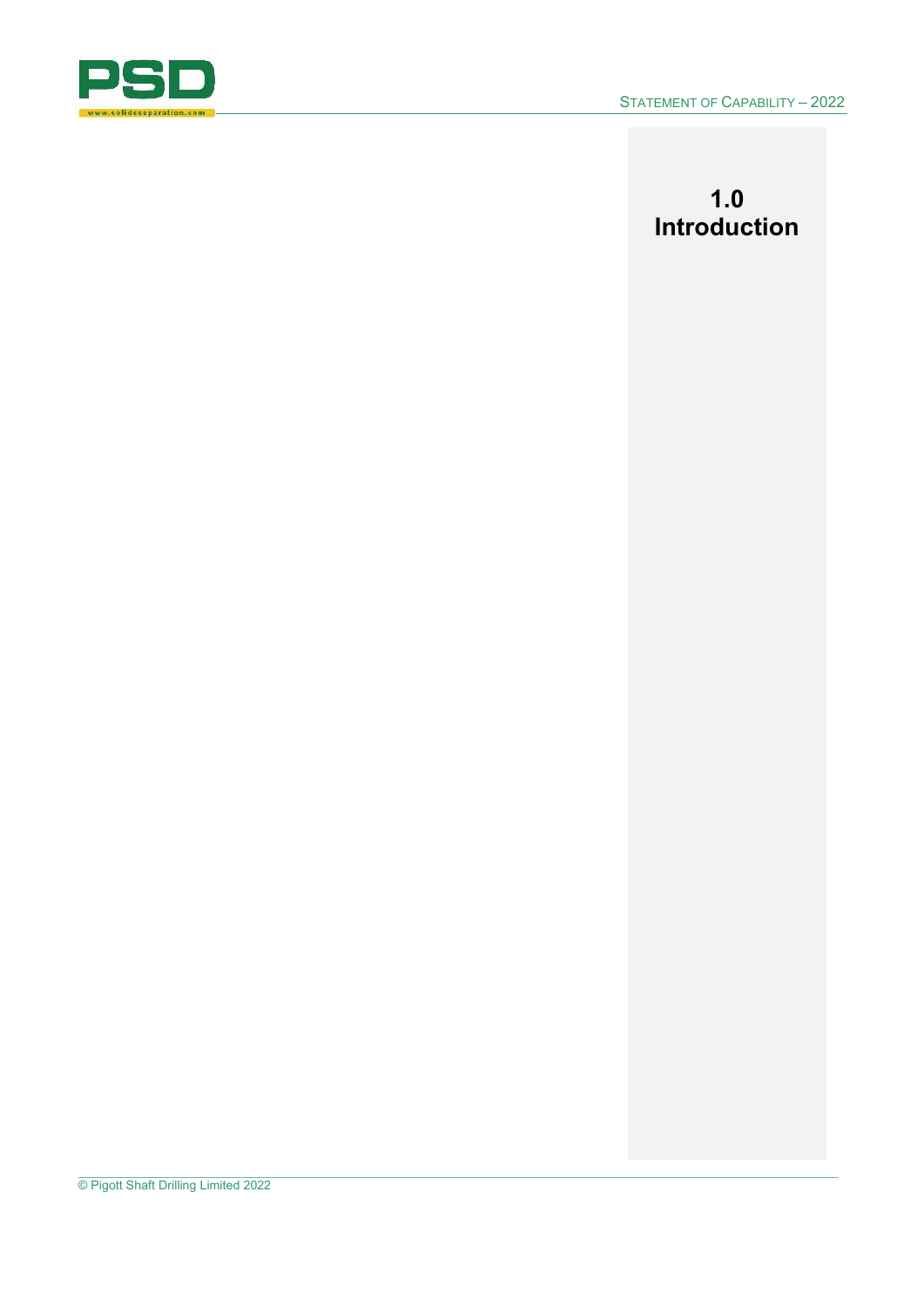# 1.0 Introduction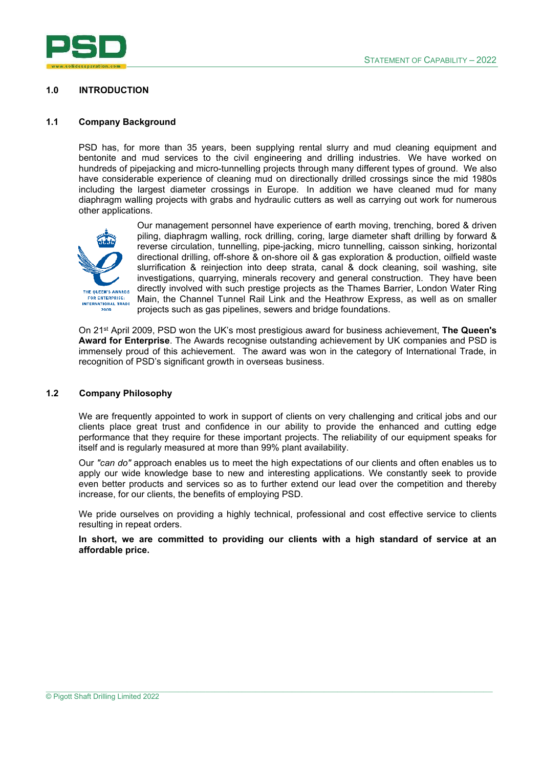## 1.0 INTRODUCTION

### 1.1 Company Background

PSD has, for more than 35 years, been supplying rental slurry and mud cleaning equipment and bentonite and mud services to the civil engineering and drilling industries. We have worked on hundreds of pipejacking and micro-tunnelling projects through many different types of ground. We also have considerable experience of cleaning mud on directionally drilled crossings since the mid 1980s including the largest diameter crossings in Europe. In addition we have cleaned mud for many diaphragm walling projects with grabs and hydraulic cutters as well as carrying out work for numerous other applications.

Our management personnel have experience of earth moving, trenching, bored & driven piling, diaphragm walling, rock drilling, coring, large diameter shaft drilling by forward & reverse circulation, tunnelling, pipe-jacking, micro tunnelling, caisson sinking, horizontal directional drilling, off-shore & on-shore oil & gas exploration & production, oilfield waste slurrification & reinjection into deep strata, canal & dock cleaning, soil washing, site investigations, quarrying, minerals recovery and general construction. They have been directly involved with such prestige projects as the Thames Barrier, London Water Ring Main, the Channel Tunnel Rail Link and the Heathrow Express, as well as on smaller projects such as gas pipelines, sewers and bridge foundations.

On 21st April 2009, PSD won the UK's most prestigious award for business achievement, **The Queen's Award for Enterprise**. The Awards recognise outstanding achievement by UK companies and PSD is immensely proud of this achievement. The award was won in the category of International Trade, in recognition of PSD's significant growth in overseas business.

### 1.2 Company Philosophy

We are frequently appointed to work in support of clients on very challenging and critical jobs and our clients place great trust and confidence in our ability to provide the enhanced and cutting edge performance that they require for these important projects. The reliability of our equipment speaks for itself and is regularly measured at more than 99% plant availability.

Our *"can do"* approach enables us to meet the high expectations of our clients and often enables us to apply our wide knowledge base to new and interesting applications. We constantly seek to provide even better products and services so as to further extend our lead over the competition and thereby increase, for our clients, the benefits of employing PSD.

We pride ourselves on providing a highly technical, professional and cost effective service to clients resulting in repeat orders.

**In short, we are committed to providing our clients with a high standard of service at an affordable price.**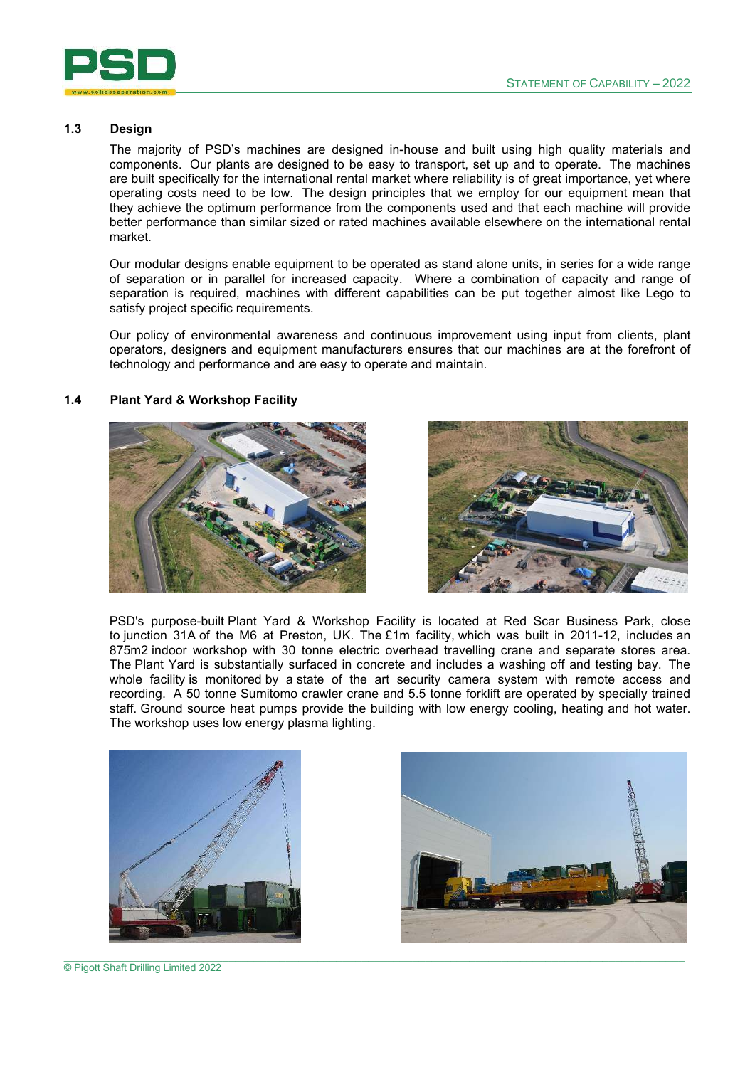## 1.3 Design

The majority of PSD's machines are designed in-house and built using high quality materials and components. Our plants are designed to be easy to transport, set up and to operate. The machines are built specifically for the international rental market where reliability is of great importance, yet where operating costs need to be low. The design principles that we employ for our equipment mean that they achieve the optimum performance from the components used and that each machine will provide better performance than similar sized or rated machines available elsewhere on the international rental market.

Our modular designs enable equipment to be operated as stand alone units, in series for a wide range of separation or in parallel for increased capacity. Where a combination of capacity and range of separation is required, machines with different capabilities can be put together almost like Lego to satisfy project specific requirements.

Our policy of environmental awareness and continuous improvement using input from clients, plant operators, designers and equipment manufacturers ensures that our machines are at the forefront of technology and performance and are easy to operate and maintain.

## 1.4 Plant Yard & Workshop Facility

PSD's purpose-built Plant Yard & Workshop Facility is located at Red Scar Business Park, close to junction 31A of the M6 at Preston, UK. The £1m facility, which was built in 2011-12, includes an 875m2 indoor workshop with 30 tonne electric overhead travelling crane and separate stores area. The Plant Yard is substantially surfaced in concrete and includes a washing off and testing bay. The whole facility is monitored by a state of the art security camera system with remote access and recording. A 50 tonne Sumitomo crawler crane and 5.5 tonne forklift are operated by specially trained staff. Ground source heat pumps provide the building with low energy cooling, heating and hot water. The workshop uses low energy plasma lighting.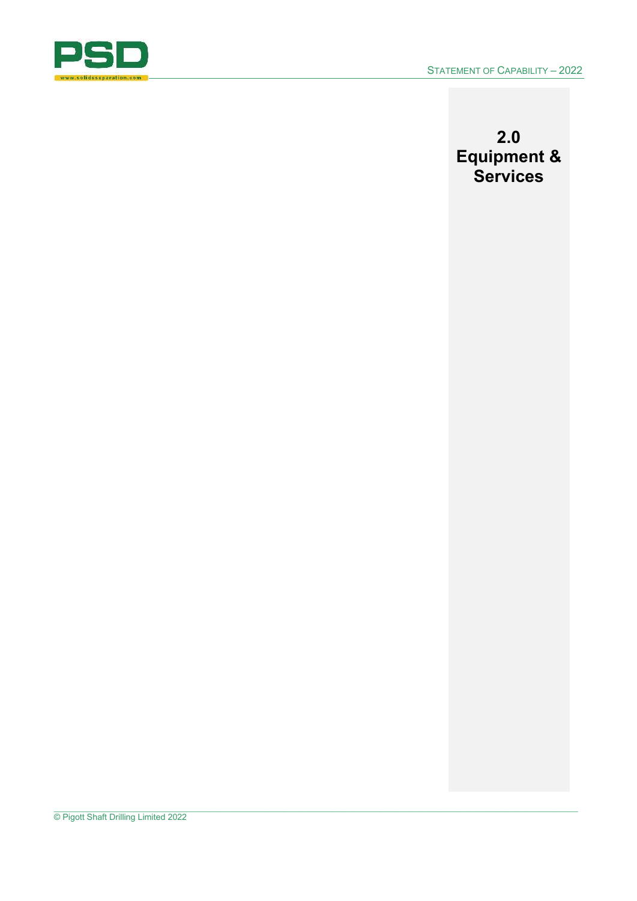# 2.0 Equipment & Services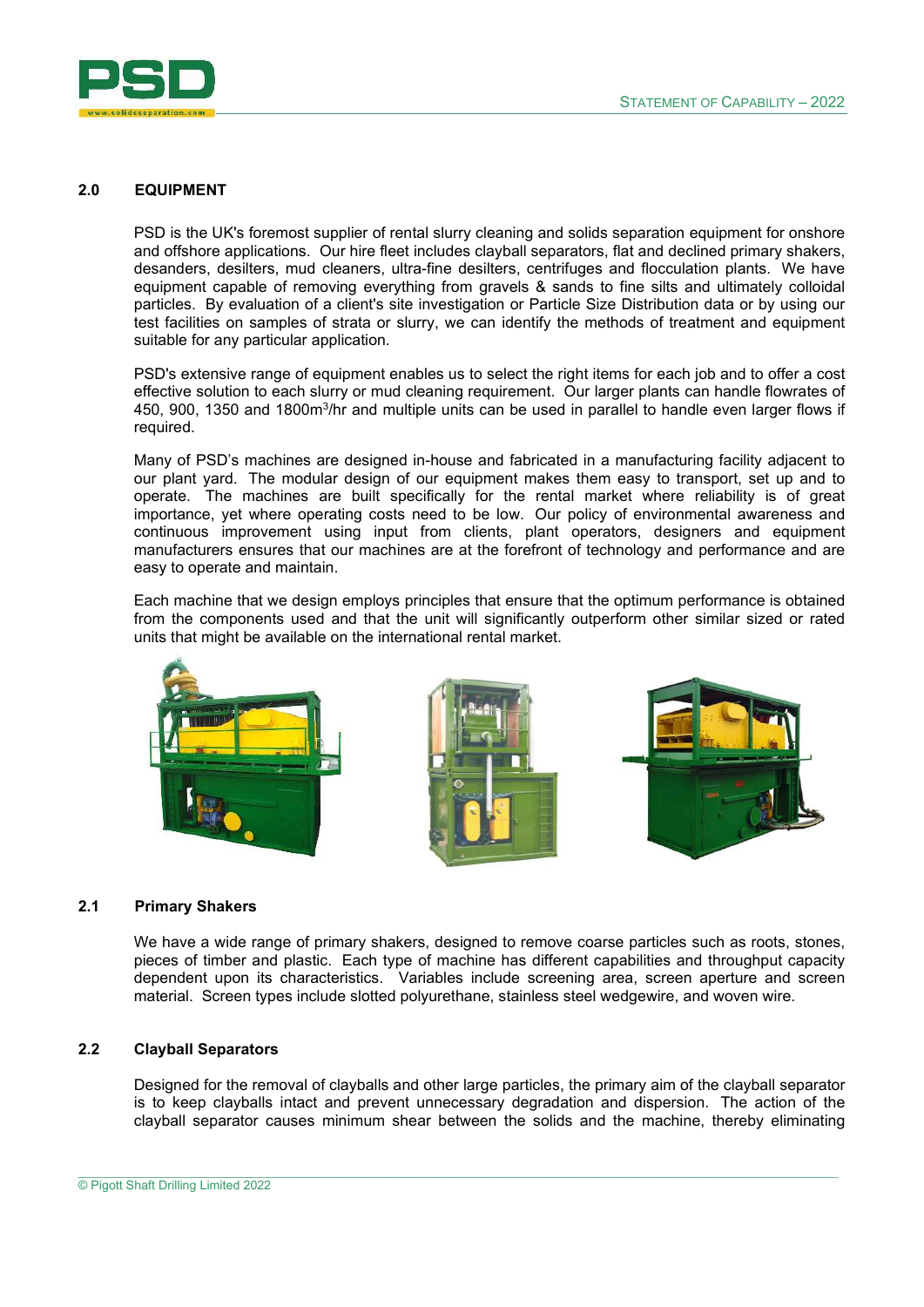## 2.0 EQUIPMENT

PSD is the UK's foremost supplier of rental slurry cleaning and solids separation equipment for onshore and offshore applications. Our hire fleet includes clayball separators, flat and declined primary shakers, desanders, desilters, mud cleaners, ultra-fine desilters, centrifuges and flocculation plants. We have equipment capable of removing everything from gravels & sands to fine silts and ultimately colloidal particles. By evaluation of a client's site investigation or Particle Size Distribution data or by using our test facilities on samples of strata or slurry, we can identify the methods of treatment and equipment suitable for any particular application.

PSD's extensive range of equipment enables us to select the right items for each job and to offer a cost effective solution to each slurry or mud cleaning requirement. Our larger plants can handle flowrates of 450, 900, 1350 and 1800m$^3$/hr and multiple units can be used in parallel to handle even larger flows if required.

Many of PSD's machines are designed in-house and fabricated in a manufacturing facility adjacent to our plant yard. The modular design of our equipment makes them easy to transport, set up and to operate. The machines are built specifically for the rental market where reliability is of great importance, yet where operating costs need to be low. Our policy of environmental awareness and continuous improvement using input from clients, plant operators, designers and equipment manufacturers ensures that our machines are at the forefront of technology and performance and are easy to operate and maintain.

Each machine that we design employs principles that ensure that the optimum performance is obtained from the components used and that the unit will significantly outperform other similar sized or rated units that might be available on the international rental market.

### 2.1 Primary Shakers

We have a wide range of primary shakers, designed to remove coarse particles such as roots, stones, pieces of timber and plastic. Each type of machine has different capabilities and throughput capacity dependent upon its characteristics. Variables include screening area, screen aperture and screen material. Screen types include slotted polyurethane, stainless steel wedgewire, and woven wire.

### 2.2 Clayball Separators

Designed for the removal of clayballs and other large particles, the primary aim of the clayball separator is to keep clayballs intact and prevent unnecessary degradation and dispersion. The action of the clayball separator causes minimum shear between the solids and the machine, thereby eliminating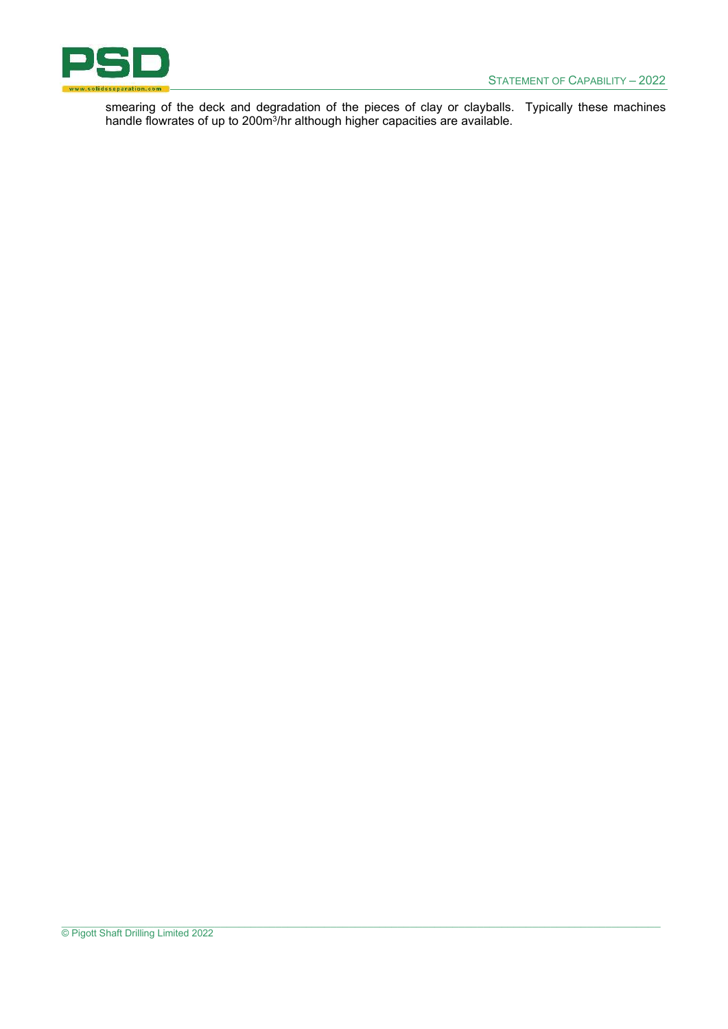smearing of the deck and degradation of the pieces of clay or clayballs. Typically these machines handle flowrates of up to 200m$^3$/hr although higher capacities are available.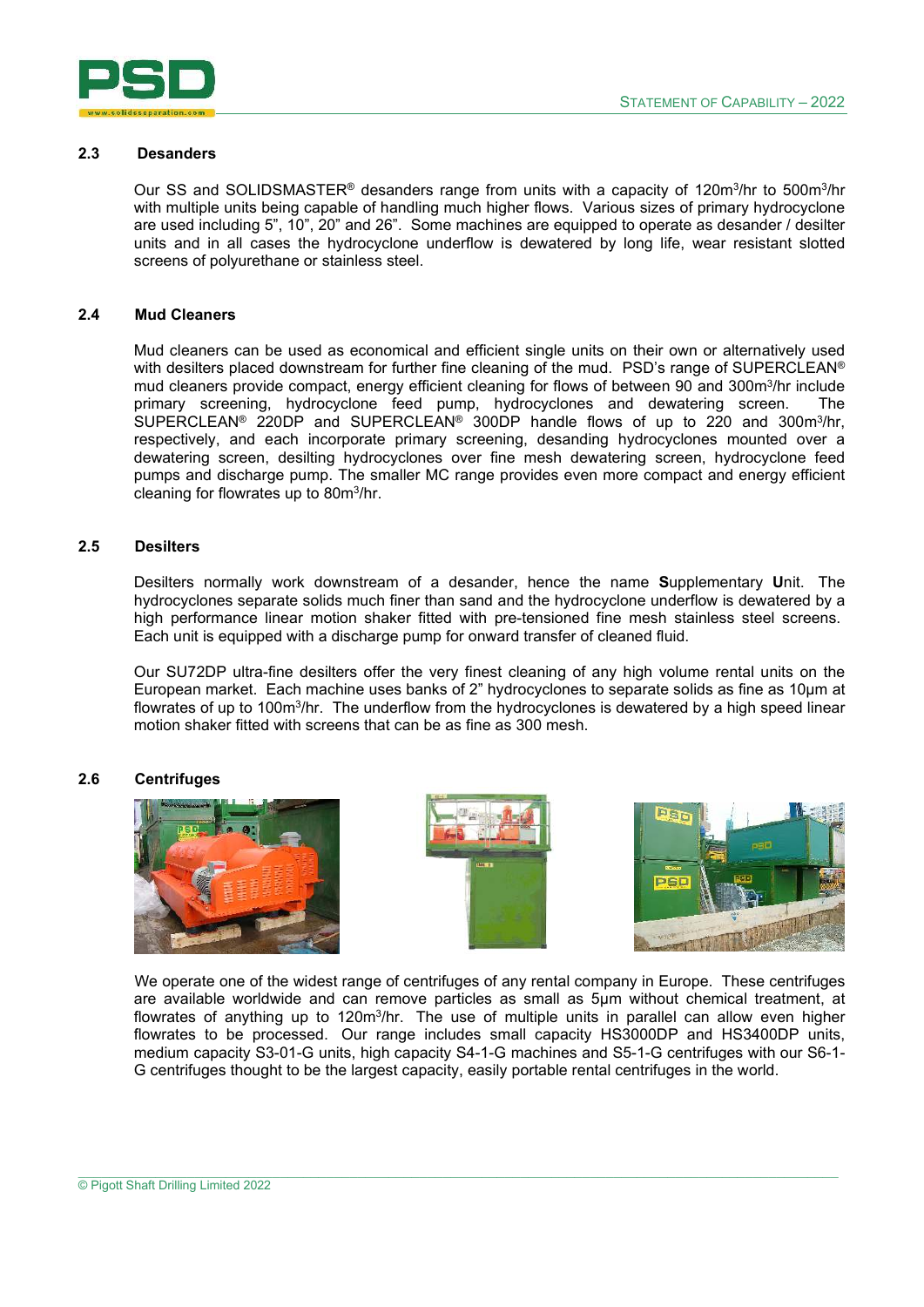## 2.3 Desanders

Our SS and SOLIDSMASTER® desanders range from units with a capacity of 120m$^3$/hr to 500m$^3$/hr with multiple units being capable of handling much higher flows. Various sizes of primary hydrocyclone are used including 5", 10", 20" and 26". Some machines are equipped to operate as desander / desilter units and in all cases the hydrocyclone underflow is dewatered by long life, wear resistant slotted screens of polyurethane or stainless steel.

## 2.4 Mud Cleaners

Mud cleaners can be used as economical and efficient single units on their own or alternatively used with desilters placed downstream for further fine cleaning of the mud. PSD's range of SUPERCLEAN® mud cleaners provide compact, energy efficient cleaning for flows of between 90 and 300m$^3$/hr include primary screening, hydrocyclone feed pump, hydrocyclones and dewatering screen. The SUPERCLEAN® 220DP and SUPERCLEAN® 300DP handle flows of up to 220 and 300m$^3$/hr, respectively, and each incorporate primary screening, desanding hydrocyclones mounted over a dewatering screen, desilting hydrocyclones over fine mesh dewatering screen, hydrocyclone feed pumps and discharge pump. The smaller MC range provides even more compact and energy efficient cleaning for flowrates up to 80m$^3$/hr.

## 2.5 Desilters

Desilters normally work downstream of a desander, hence the name **S**upplementary **U**nit. The hydrocyclones separate solids much finer than sand and the hydrocyclone underflow is dewatered by a high performance linear motion shaker fitted with pre-tensioned fine mesh stainless steel screens. Each unit is equipped with a discharge pump for onward transfer of cleaned fluid.

Our SU72DP ultra-fine desilters offer the very finest cleaning of any high volume rental units on the European market. Each machine uses banks of 2" hydrocyclones to separate solids as fine as 10µm at flowrates of up to 100m$^3$/hr. The underflow from the hydrocyclones is dewatered by a high speed linear motion shaker fitted with screens that can be as fine as 300 mesh.

## 2.6 Centrifuges

We operate one of the widest range of centrifuges of any rental company in Europe. These centrifuges are available worldwide and can remove particles as small as 5µm without chemical treatment, at flowrates of anything up to 120m$^3$/hr. The use of multiple units in parallel can allow even higher flowrates to be processed. Our range includes small capacity HS3000DP and HS3400DP units, medium capacity S3-01-G units, high capacity S4-1-G machines and S5-1-G centrifuges with our S6-1-G centrifuges thought to be the largest capacity, easily portable rental centrifuges in the world.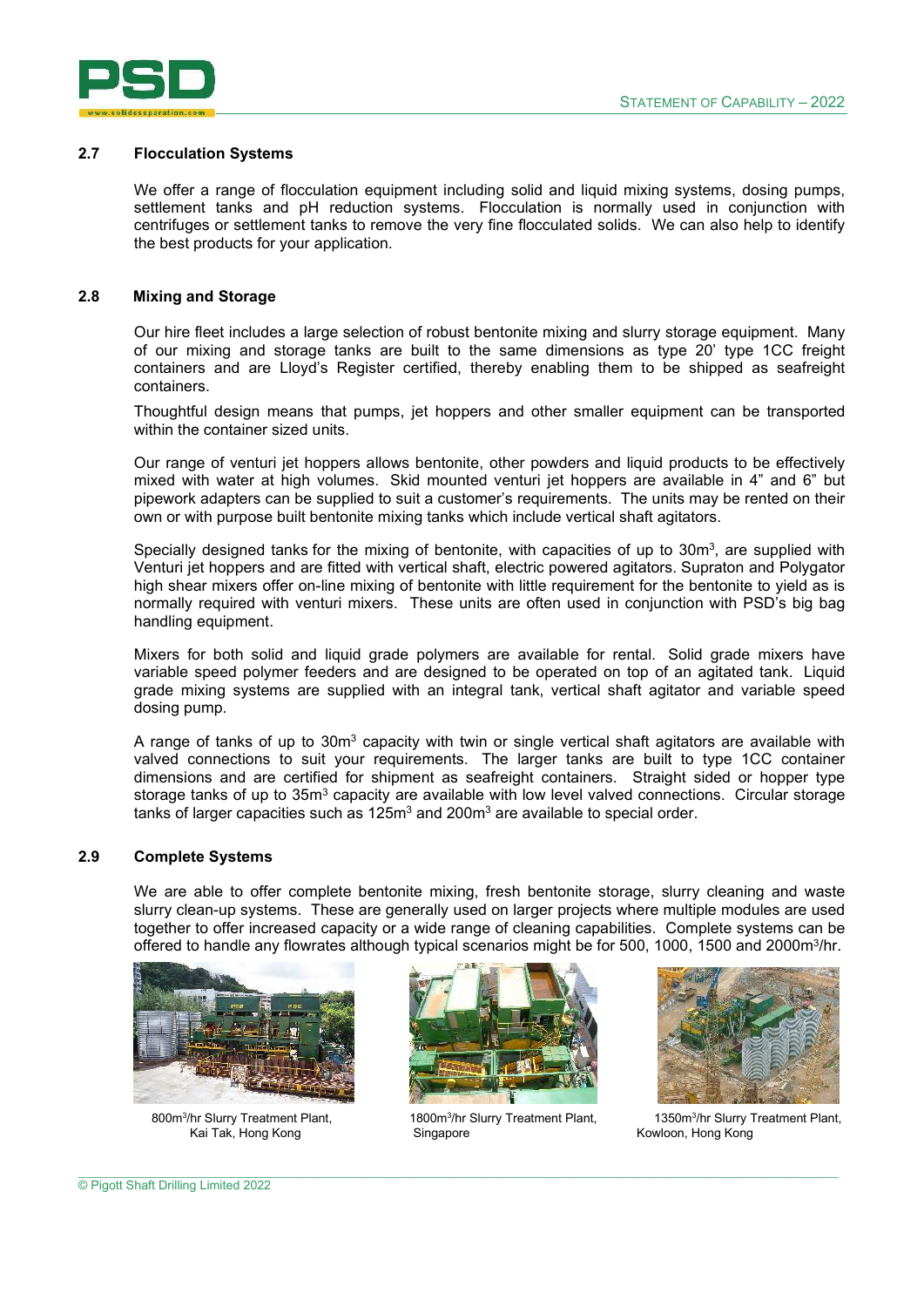### 2.7 Flocculation Systems

We offer a range of flocculation equipment including solid and liquid mixing systems, dosing pumps, settlement tanks and pH reduction systems. Flocculation is normally used in conjunction with centrifuges or settlement tanks to remove the very fine flocculated solids. We can also help to identify the best products for your application.

### 2.8 Mixing and Storage

Our hire fleet includes a large selection of robust bentonite mixing and slurry storage equipment. Many of our mixing and storage tanks are built to the same dimensions as type 20' type 1CC freight containers and are Lloyd's Register certified, thereby enabling them to be shipped as seafreight containers.

Thoughtful design means that pumps, jet hoppers and other smaller equipment can be transported within the container sized units.

Our range of venturi jet hoppers allows bentonite, other powders and liquid products to be effectively mixed with water at high volumes. Skid mounted venturi jet hoppers are available in 4" and 6" but pipework adapters can be supplied to suit a customer's requirements. The units may be rented on their own or with purpose built bentonite mixing tanks which include vertical shaft agitators.

Specially designed tanks for the mixing of bentonite, with capacities of up to 30m$^3$, are supplied with Venturi jet hoppers and are fitted with vertical shaft, electric powered agitators. Supraton and Polygator high shear mixers offer on-line mixing of bentonite with little requirement for the bentonite to yield as is normally required with venturi mixers. These units are often used in conjunction with PSD's big bag handling equipment.

Mixers for both solid and liquid grade polymers are available for rental. Solid grade mixers have variable speed polymer feeders and are designed to be operated on top of an agitated tank. Liquid grade mixing systems are supplied with an integral tank, vertical shaft agitator and variable speed dosing pump.

A range of tanks of up to 30m$^3$ capacity with twin or single vertical shaft agitators are available with valved connections to suit your requirements. The larger tanks are built to type 1CC container dimensions and are certified for shipment as seafreight containers. Straight sided or hopper type storage tanks of up to 35m$^3$ capacity are available with low level valved connections. Circular storage tanks of larger capacities such as 125m$^3$ and 200m$^3$ are available to special order.

### 2.9 Complete Systems

We are able to offer complete bentonite mixing, fresh bentonite storage, slurry cleaning and waste slurry clean-up systems. These are generally used on larger projects where multiple modules are used together to offer increased capacity or a wide range of cleaning capabilities. Complete systems can be offered to handle any flowrates although typical scenarios might be for 500, 1000, 1500 and 2000m$^3$/hr.

800m$^3$/hr Slurry Treatment Plant, Kai Tak, Hong Kong

1800m$^3$/hr Slurry Treatment Plant, Singapore

1350m$^3$/hr Slurry Treatment Plant, Kowloon, Hong Kong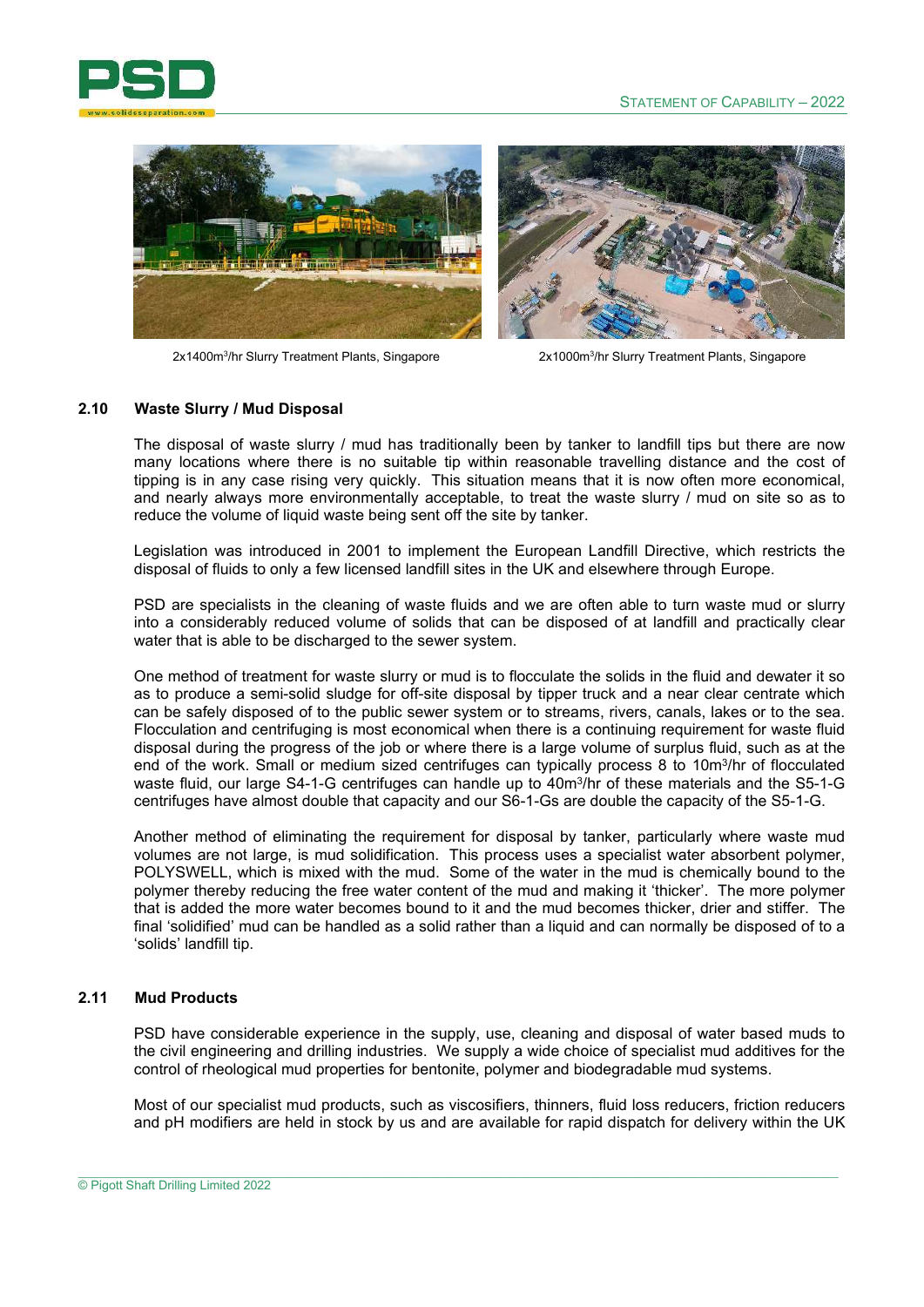2x1400m³/hr Slurry Treatment Plants, Singapore

2x1000m³/hr Slurry Treatment Plants, Singapore

## 2.10 Waste Slurry / Mud Disposal

The disposal of waste slurry / mud has traditionally been by tanker to landfill tips but there are now many locations where there is no suitable tip within reasonable travelling distance and the cost of tipping is in any case rising very quickly. This situation means that it is now often more economical, and nearly always more environmentally acceptable, to treat the waste slurry / mud on site so as to reduce the volume of liquid waste being sent off the site by tanker.

Legislation was introduced in 2001 to implement the European Landfill Directive, which restricts the disposal of fluids to only a few licensed landfill sites in the UK and elsewhere through Europe.

PSD are specialists in the cleaning of waste fluids and we are often able to turn waste mud or slurry into a considerably reduced volume of solids that can be disposed of at landfill and practically clear water that is able to be discharged to the sewer system.

One method of treatment for waste slurry or mud is to flocculate the solids in the fluid and dewater it so as to produce a semi-solid sludge for off-site disposal by tipper truck and a near clear centrate which can be safely disposed of to the public sewer system or to streams, rivers, canals, lakes or to the sea. Flocculation and centrifuging is most economical when there is a continuing requirement for waste fluid disposal during the progress of the job or where there is a large volume of surplus fluid, such as at the end of the work. Small or medium sized centrifuges can typically process 8 to 10m³/hr of flocculated waste fluid, our large S4-1-G centrifuges can handle up to 40m³/hr of these materials and the S5-1-G centrifuges have almost double that capacity and our S6-1-Gs are double the capacity of the S5-1-G.

Another method of eliminating the requirement for disposal by tanker, particularly where waste mud volumes are not large, is mud solidification. This process uses a specialist water absorbent polymer, POLYSWELL, which is mixed with the mud. Some of the water in the mud is chemically bound to the polymer thereby reducing the free water content of the mud and making it 'thicker'. The more polymer that is added the more water becomes bound to it and the mud becomes thicker, drier and stiffer. The final 'solidified' mud can be handled as a solid rather than a liquid and can normally be disposed of to a 'solids' landfill tip.

## 2.11 Mud Products

PSD have considerable experience in the supply, use, cleaning and disposal of water based muds to the civil engineering and drilling industries. We supply a wide choice of specialist mud additives for the control of rheological mud properties for bentonite, polymer and biodegradable mud systems.

Most of our specialist mud products, such as viscosifiers, thinners, fluid loss reducers, friction reducers and pH modifiers are held in stock by us and are available for rapid dispatch for delivery within the UK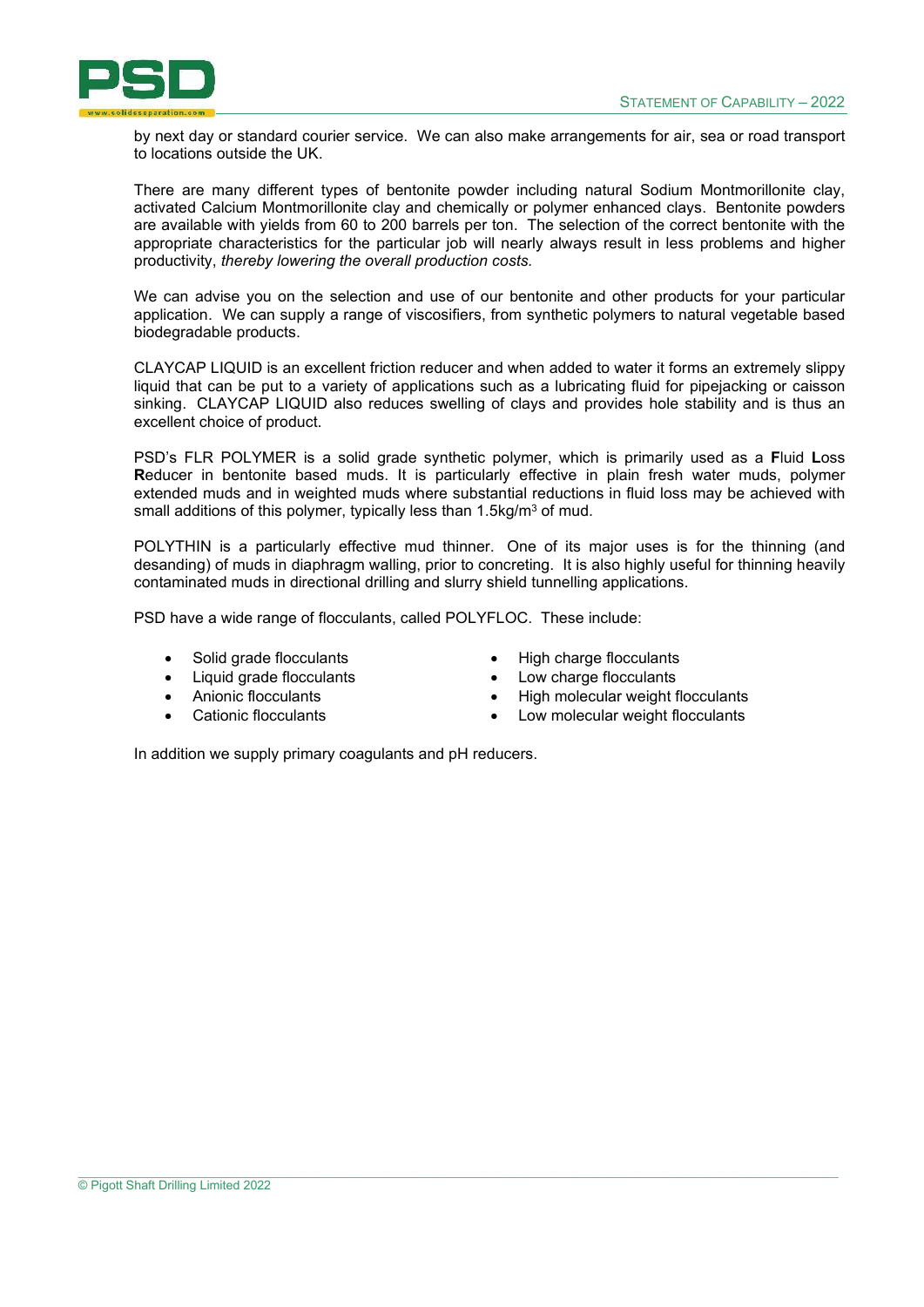by next day or standard courier service. We can also make arrangements for air, sea or road transport to locations outside the UK.

There are many different types of bentonite powder including natural Sodium Montmorillonite clay, activated Calcium Montmorillonite clay and chemically or polymer enhanced clays. Bentonite powders are available with yields from 60 to 200 barrels per ton. The selection of the correct bentonite with the appropriate characteristics for the particular job will nearly always result in less problems and higher productivity, *thereby lowering the overall production costs.*

We can advise you on the selection and use of our bentonite and other products for your particular application. We can supply a range of viscosifiers, from synthetic polymers to natural vegetable based biodegradable products.

CLAYCAP LIQUID is an excellent friction reducer and when added to water it forms an extremely slippy liquid that can be put to a variety of applications such as a lubricating fluid for pipejacking or caisson sinking. CLAYCAP LIQUID also reduces swelling of clays and provides hole stability and is thus an excellent choice of product.

PSD's FLR POLYMER is a solid grade synthetic polymer, which is primarily used as a **F**luid **L**oss **R**educer in bentonite based muds. It is particularly effective in plain fresh water muds, polymer extended muds and in weighted muds where substantial reductions in fluid loss may be achieved with small additions of this polymer, typically less than 1.5kg/m$^3$ of mud.

POLYTHIN is a particularly effective mud thinner. One of its major uses is for the thinning (and desanding) of muds in diaphragm walling, prior to concreting. It is also highly useful for thinning heavily contaminated muds in directional drilling and slurry shield tunnelling applications.

PSD have a wide range of flocculants, called POLYFLOC. These include:

- Solid grade flocculants
- Liquid grade flocculants
- Anionic flocculants
- Cationic flocculants
- High charge flocculants
- Low charge flocculants
- High molecular weight flocculants
- Low molecular weight flocculants

In addition we supply primary coagulants and pH reducers.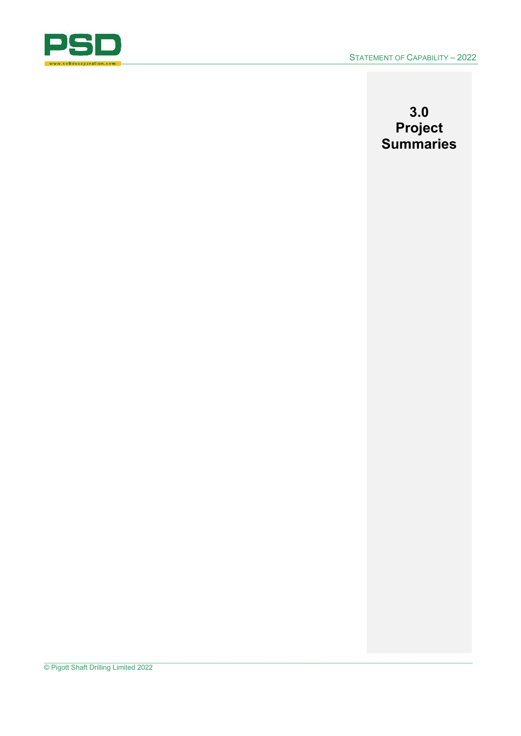# 3.0 Project Summaries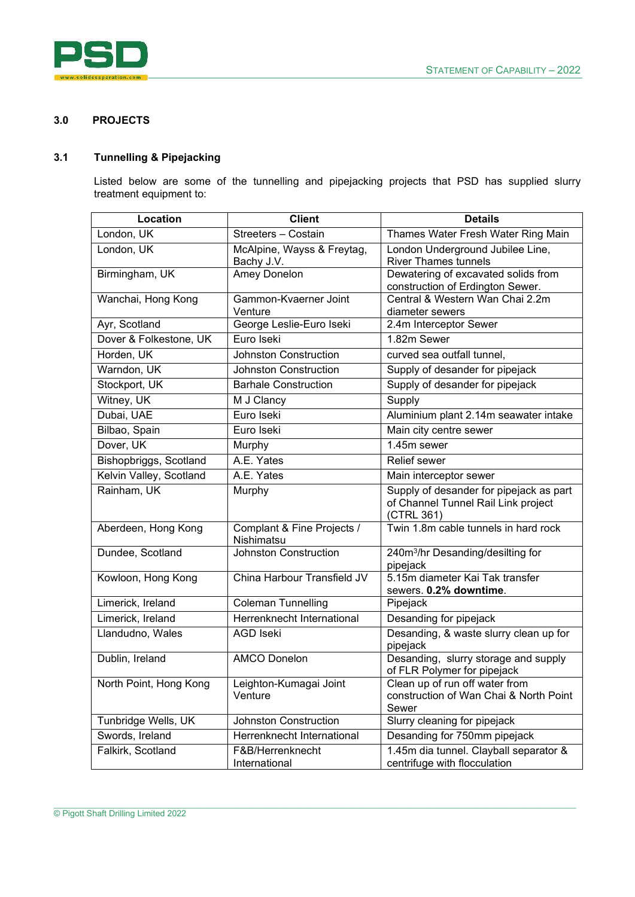## 3.0 PROJECTS

### 3.1 Tunnelling & Pipejacking

Listed below are some of the tunnelling and pipejacking projects that PSD has supplied slurry treatment equipment to:

| Location | Client | Details |
|---|---|---|
| London, UK | Streeters – Costain | Thames Water Fresh Water Ring Main |
| London, UK | McAlpine, Wayss & Freytag, Bachy J.V. | London Underground Jubilee Line, River Thames tunnels |
| Birmingham, UK | Amey Donelon | Dewatering of excavated solids from construction of Erdington Sewer. |
| Wanchai, Hong Kong | Gammon-Kvaerner Joint Venture | Central & Western Wan Chai 2.2m diameter sewers |
| Ayr, Scotland | George Leslie-Euro Iseki | 2.4m Interceptor Sewer |
| Dover & Folkestone, UK | Euro Iseki | 1.82m Sewer |
| Horden, UK | Johnston Construction | curved sea outfall tunnel, |
| Warndon, UK | Johnston Construction | Supply of desander for pipejack |
| Stockport, UK | Barhale Construction | Supply of desander for pipejack |
| Witney, UK | M J Clancy | Supply |
| Dubai, UAE | Euro Iseki | Aluminium plant 2.14m seawater intake |
| Bilbao, Spain | Euro Iseki | Main city centre sewer |
| Dover, UK | Murphy | 1.45m sewer |
| Bishopbriggs, Scotland | A.E. Yates | Relief sewer |
| Kelvin Valley, Scotland | A.E. Yates | Main interceptor sewer |
| Rainham, UK | Murphy | Supply of desander for pipejack as part of Channel Tunnel Rail Link project (CTRL 361) |
| Aberdeen, Hong Kong | Complant & Fine Projects / Nishimatsu | Twin 1.8m cable tunnels in hard rock |
| Dundee, Scotland | Johnston Construction | 240m$^3$/hr Desanding/desilting for pipejack |
| Kowloon, Hong Kong | China Harbour Transfield JV | 5.15m diameter Kai Tak transfer sewers. **0.2% downtime**. |
| Limerick, Ireland | Coleman Tunnelling | Pipejack |
| Limerick, Ireland | Herrenknecht International | Desanding for pipejack |
| Llandudno, Wales | AGD Iseki | Desanding, & waste slurry clean up for pipejack |
| Dublin, Ireland | AMCO Donelon | Desanding, slurry storage and supply of FLR Polymer for pipejack |
| North Point, Hong Kong | Leighton-Kumagai Joint Venture | Clean up of run off water from construction of Wan Chai & North Point Sewer |
| Tunbridge Wells, UK | Johnston Construction | Slurry cleaning for pipejack |
| Swords, Ireland | Herrenknecht International | Desanding for 750mm pipejack |
| Falkirk, Scotland | F&B/Herrenknecht International | 1.45m dia tunnel. Clayball separator & centrifuge with flocculation |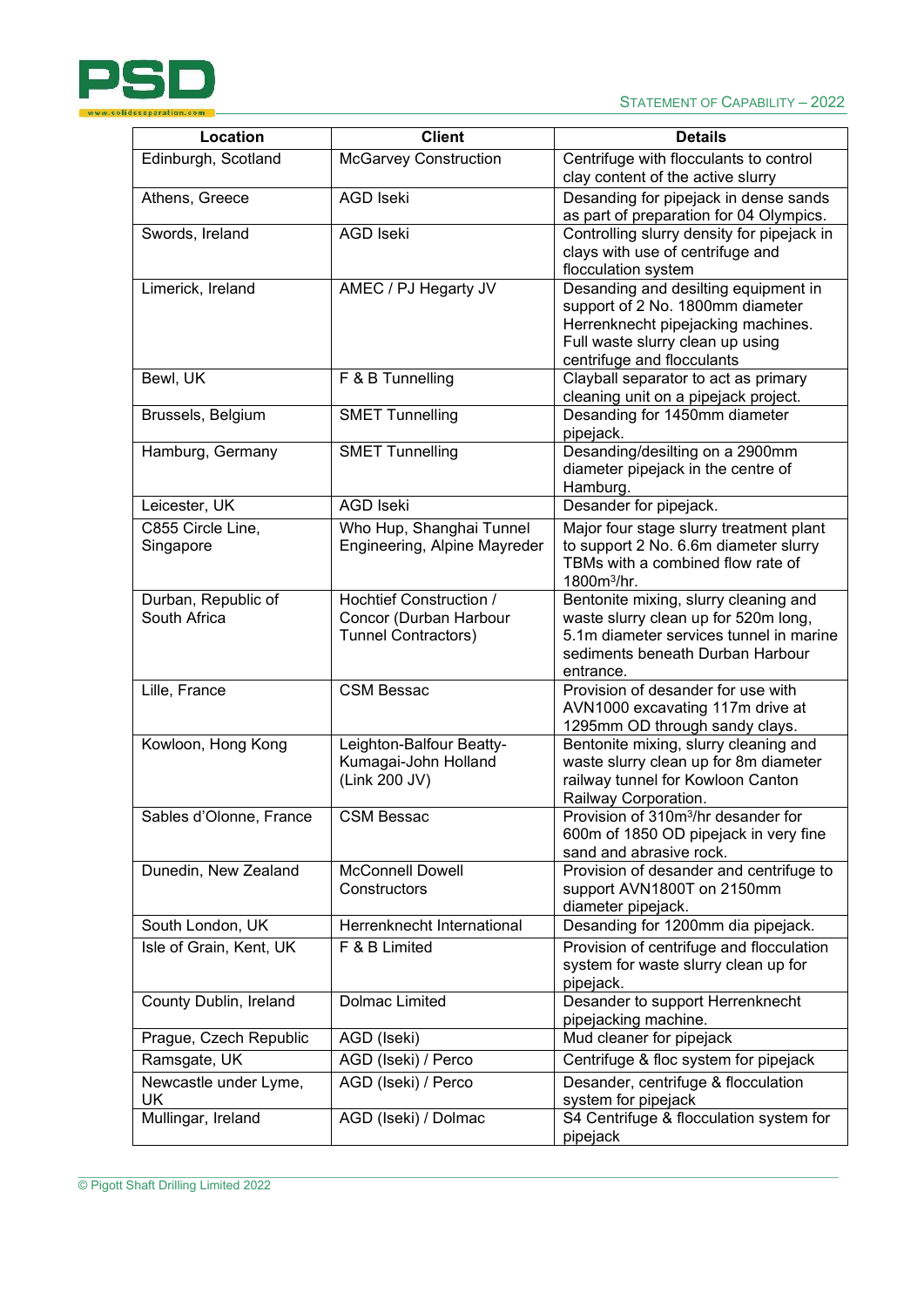| Location | Client | Details |
|---|---|---|
| Edinburgh, Scotland | McGarvey Construction | Centrifuge with flocculants to control clay content of the active slurry |
| Athens, Greece | AGD Iseki | Desanding for pipejack in dense sands as part of preparation for 04 Olympics. |
| Swords, Ireland | AGD Iseki | Controlling slurry density for pipejack in clays with use of centrifuge and flocculation system |
| Limerick, Ireland | AMEC / PJ Hegarty JV | Desanding and desilting equipment in support of 2 No. 1800mm diameter Herrenknecht pipejacking machines. Full waste slurry clean up using centrifuge and flocculants |
| Bewl, UK | F & B Tunnelling | Clayball separator to act as primary cleaning unit on a pipejack project. |
| Brussels, Belgium | SMET Tunnelling | Desanding for 1450mm diameter pipejack. |
| Hamburg, Germany | SMET Tunnelling | Desanding/desilting on a 2900mm diameter pipejack in the centre of Hamburg. |
| Leicester, UK | AGD Iseki | Desander for pipejack. |
| C855 Circle Line, Singapore | Who Hup, Shanghai Tunnel Engineering, Alpine Mayreder | Major four stage slurry treatment plant to support 2 No. 6.6m diameter slurry TBMs with a combined flow rate of 1800m$^3$/hr. |
| Durban, Republic of South Africa | Hochtief Construction / Concor (Durban Harbour Tunnel Contractors) | Bentonite mixing, slurry cleaning and waste slurry clean up for 520m long, 5.1m diameter services tunnel in marine sediments beneath Durban Harbour entrance. |
| Lille, France | CSM Bessac | Provision of desander for use with AVN1000 excavating 117m drive at 1295mm OD through sandy clays. |
| Kowloon, Hong Kong | Leighton-Balfour Beatty-Kumagai-John Holland (Link 200 JV) | Bentonite mixing, slurry cleaning and waste slurry clean up for 8m diameter railway tunnel for Kowloon Canton Railway Corporation. |
| Sables d'Olonne, France | CSM Bessac | Provision of 310m$^3$/hr desander for 600m of 1850 OD pipejack in very fine sand and abrasive rock. |
| Dunedin, New Zealand | McConnell Dowell Constructors | Provision of desander and centrifuge to support AVN1800T on 2150mm diameter pipejack. |
| South London, UK | Herrenknecht International | Desanding for 1200mm dia pipejack. |
| Isle of Grain, Kent, UK | F & B Limited | Provision of centrifuge and flocculation system for waste slurry clean up for pipejack. |
| County Dublin, Ireland | Dolmac Limited | Desander to support Herrenknecht pipejacking machine. |
| Prague, Czech Republic | AGD (Iseki) | Mud cleaner for pipejack |
| Ramsgate, UK | AGD (Iseki) / Perco | Centrifuge & floc system for pipejack |
| Newcastle under Lyme, UK | AGD (Iseki) / Perco | Desander, centrifuge & flocculation system for pipejack |
| Mullingar, Ireland | AGD (Iseki) / Dolmac | S4 Centrifuge & flocculation system for pipejack |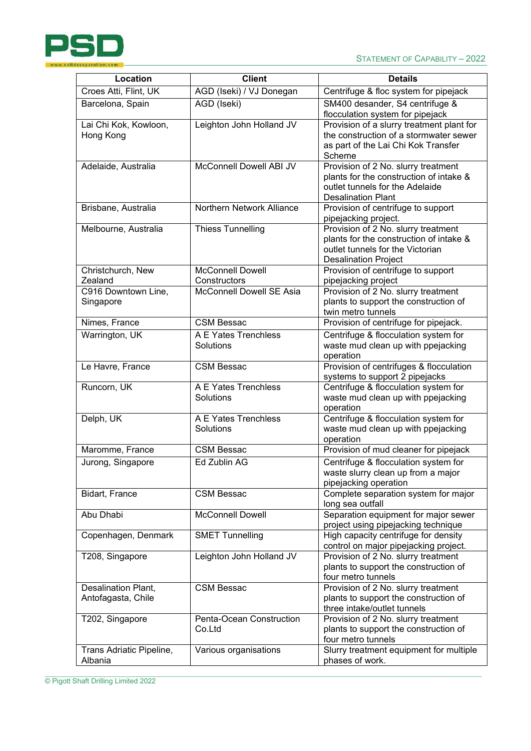| Location | Client | Details |
|---|---|---|
| Croes Atti, Flint, UK | AGD (Iseki) / VJ Donegan | Centrifuge & floc system for pipejack |
| Barcelona, Spain | AGD (Iseki) | SM400 desander, S4 centrifuge & flocculation system for pipejack |
| Lai Chi Kok, Kowloon, Hong Kong | Leighton John Holland JV | Provision of a slurry treatment plant for the construction of a stormwater sewer as part of the Lai Chi Kok Transfer Scheme |
| Adelaide, Australia | McConnell Dowell ABI JV | Provision of 2 No. slurry treatment plants for the construction of intake & outlet tunnels for the Adelaide Desalination Plant |
| Brisbane, Australia | Northern Network Alliance | Provision of centrifuge to support pipejacking project. |
| Melbourne, Australia | Thiess Tunnelling | Provision of 2 No. slurry treatment plants for the construction of intake & outlet tunnels for the Victorian Desalination Project |
| Christchurch, New Zealand | McConnell Dowell Constructors | Provision of centrifuge to support pipejacking project |
| C916 Downtown Line, Singapore | McConnell Dowell SE Asia | Provision of 2 No. slurry treatment plants to support the construction of twin metro tunnels |
| Nimes, France | CSM Bessac | Provision of centrifuge for pipejack. |
| Warrington, UK | A E Yates Trenchless Solutions | Centrifuge & flocculation system for waste mud clean up with ppejacking operation |
| Le Havre, France | CSM Bessac | Provision of centrifuges & flocculation systems to support 2 pipejacks |
| Runcorn, UK | A E Yates Trenchless Solutions | Centrifuge & flocculation system for waste mud clean up with ppejacking operation |
| Delph, UK | A E Yates Trenchless Solutions | Centrifuge & flocculation system for waste mud clean up with ppejacking operation |
| Maromme, France | CSM Bessac | Provision of mud cleaner for pipejack |
| Jurong, Singapore | Ed Zublin AG | Centrifuge & flocculation system for waste slurry clean up from a major pipejacking operation |
| Bidart, France | CSM Bessac | Complete separation system for major long sea outfall |
| Abu Dhabi | McConnell Dowell | Separation equipment for major sewer project using pipejacking technique |
| Copenhagen, Denmark | SMET Tunnelling | High capacity centrifuge for density control on major pipejacking project. |
| T208, Singapore | Leighton John Holland JV | Provision of 2 No. slurry treatment plants to support the construction of four metro tunnels |
| Desalination Plant, Antofagasta, Chile | CSM Bessac | Provision of 2 No. slurry treatment plants to support the construction of three intake/outlet tunnels |
| T202, Singapore | Penta-Ocean Construction Co.Ltd | Provision of 2 No. slurry treatment plants to support the construction of four metro tunnels |
| Trans Adriatic Pipeline, Albania | Various organisations | Slurry treatment equipment for multiple phases of work. |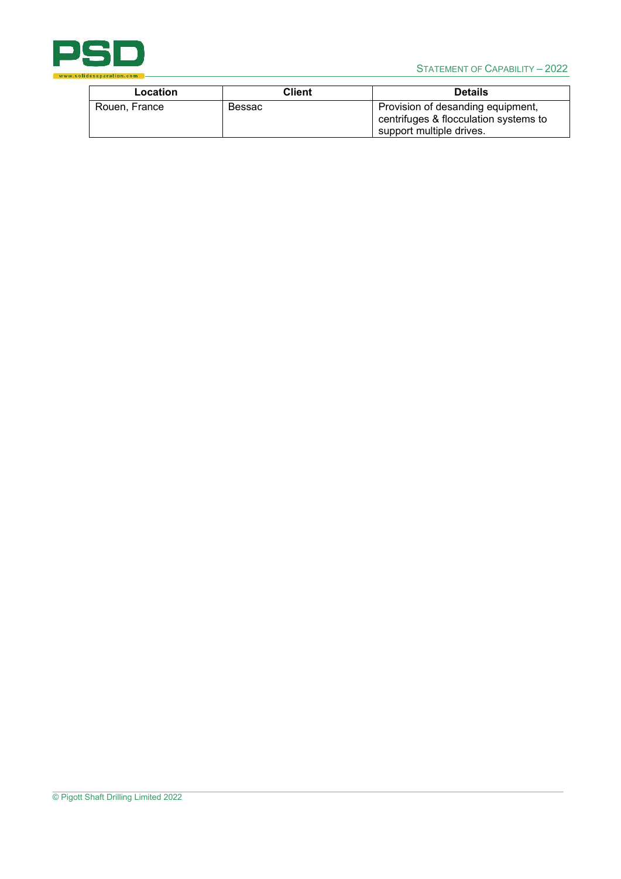| Location | Client | Details |
| --- | --- | --- |
| Rouen, France | Bessac | Provision of desanding equipment, centrifuges & flocculation systems to support multiple drives. |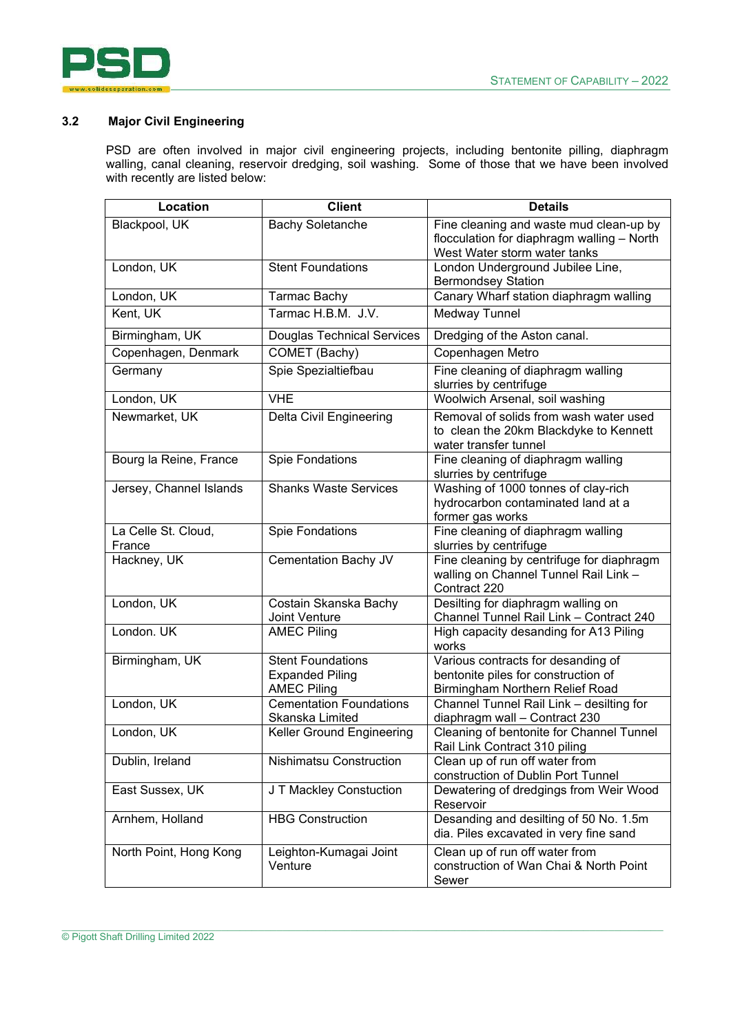## 3.2 Major Civil Engineering

PSD are often involved in major civil engineering projects, including bentonite pilling, diaphragm walling, canal cleaning, reservoir dredging, soil washing. Some of those that we have been involved with recently are listed below:

| Location | Client | Details |
|---|---|---|
| Blackpool, UK | Bachy Soletanche | Fine cleaning and waste mud clean-up by flocculation for diaphragm walling – North West Water storm water tanks |
| London, UK | Stent Foundations | London Underground Jubilee Line, Bermondsey Station |
| London, UK | Tarmac Bachy | Canary Wharf station diaphragm walling |
| Kent, UK | Tarmac H.B.M. J.V. | Medway Tunnel |
| Birmingham, UK | Douglas Technical Services | Dredging of the Aston canal. |
| Copenhagen, Denmark | COMET (Bachy) | Copenhagen Metro |
| Germany | Spie Spezialtiefbau | Fine cleaning of diaphragm walling slurries by centrifuge |
| London, UK | VHE | Woolwich Arsenal, soil washing |
| Newmarket, UK | Delta Civil Engineering | Removal of solids from wash water used to clean the 20km Blackdyke to Kennett water transfer tunnel |
| Bourg la Reine, France | Spie Fondations | Fine cleaning of diaphragm walling slurries by centrifuge |
| Jersey, Channel Islands | Shanks Waste Services | Washing of 1000 tonnes of clay-rich hydrocarbon contaminated land at a former gas works |
| La Celle St. Cloud, France | Spie Fondations | Fine cleaning of diaphragm walling slurries by centrifuge |
| Hackney, UK | Cementation Bachy JV | Fine cleaning by centrifuge for diaphragm walling on Channel Tunnel Rail Link – Contract 220 |
| London, UK | Costain Skanska Bachy Joint Venture | Desilting for diaphragm walling on Channel Tunnel Rail Link – Contract 240 |
| London. UK | AMEC Piling | High capacity desanding for A13 Piling works |
| Birmingham, UK | Stent Foundations<br>Expanded Piling<br>AMEC Piling | Various contracts for desanding of bentonite piles for construction of Birmingham Northern Relief Road |
| London, UK | Cementation Foundations Skanska Limited | Channel Tunnel Rail Link – desilting for diaphragm wall – Contract 230 |
| London, UK | Keller Ground Engineering | Cleaning of bentonite for Channel Tunnel Rail Link Contract 310 piling |
| Dublin, Ireland | Nishimatsu Construction | Clean up of run off water from construction of Dublin Port Tunnel |
| East Sussex, UK | J T Mackley Constuction | Dewatering of dredgings from Weir Wood Reservoir |
| Arnhem, Holland | HBG Construction | Desanding and desilting of 50 No. 1.5m dia. Piles excavated in very fine sand |
| North Point, Hong Kong | Leighton-Kumagai Joint Venture | Clean up of run off water from construction of Wan Chai & North Point Sewer |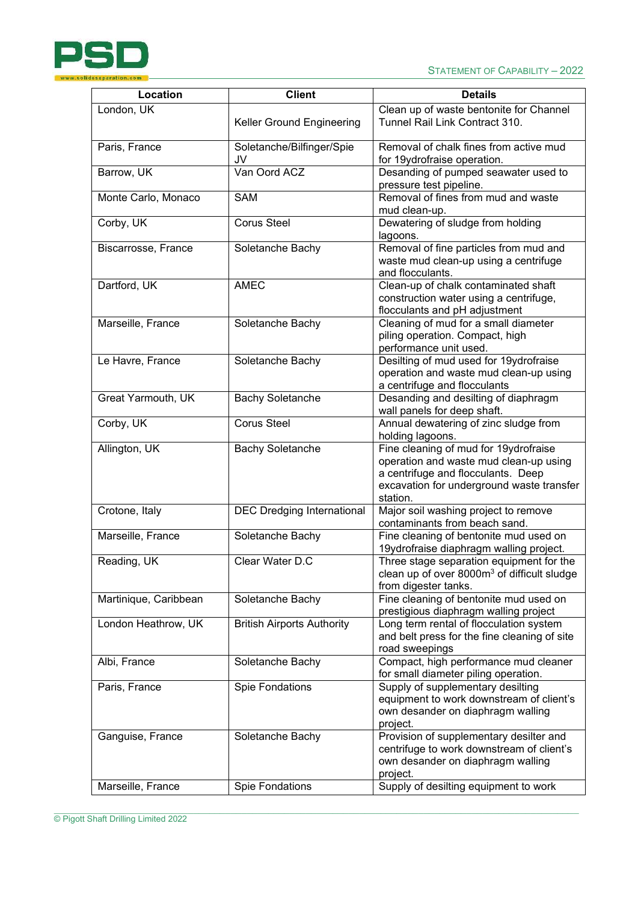| Location | Client | Details |
|---|---|---|
| London, UK | Keller Ground Engineering | Clean up of waste bentonite for Channel Tunnel Rail Link Contract 310. |
| Paris, France | Soletanche/Bilfinger/Spie JV | Removal of chalk fines from active mud for 19ydrofraise operation. |
| Barrow, UK | Van Oord ACZ | Desanding of pumped seawater used to pressure test pipeline. |
| Monte Carlo, Monaco | SAM | Removal of fines from mud and waste mud clean-up. |
| Corby, UK | Corus Steel | Dewatering of sludge from holding lagoons. |
| Biscarrosse, France | Soletanche Bachy | Removal of fine particles from mud and waste mud clean-up using a centrifuge and flocculants. |
| Dartford, UK | AMEC | Clean-up of chalk contaminated shaft construction water using a centrifuge, flocculants and pH adjustment |
| Marseille, France | Soletanche Bachy | Cleaning of mud for a small diameter piling operation. Compact, high performance unit used. |
| Le Havre, France | Soletanche Bachy | Desilting of mud used for 19ydrofraise operation and waste mud clean-up using a centrifuge and flocculants |
| Great Yarmouth, UK | Bachy Soletanche | Desanding and desilting of diaphragm wall panels for deep shaft. |
| Corby, UK | Corus Steel | Annual dewatering of zinc sludge from holding lagoons. |
| Allington, UK | Bachy Soletanche | Fine cleaning of mud for 19ydrofraise operation and waste mud clean-up using a centrifuge and flocculants. Deep excavation for underground waste transfer station. |
| Crotone, Italy | DEC Dredging International | Major soil washing project to remove contaminants from beach sand. |
| Marseille, France | Soletanche Bachy | Fine cleaning of bentonite mud used on 19ydrofraise diaphragm walling project. |
| Reading, UK | Clear Water D.C | Three stage separation equipment for the clean up of over 8000m$^3$ of difficult sludge from digester tanks. |
| Martinique, Caribbean | Soletanche Bachy | Fine cleaning of bentonite mud used on prestigious diaphragm walling project |
| London Heathrow, UK | British Airports Authority | Long term rental of flocculation system and belt press for the fine cleaning of site road sweepings |
| Albi, France | Soletanche Bachy | Compact, high performance mud cleaner for small diameter piling operation. |
| Paris, France | Spie Fondations | Supply of supplementary desilting equipment to work downstream of client's own desander on diaphragm walling project. |
| Ganguise, France | Soletanche Bachy | Provision of supplementary desilter and centrifuge to work downstream of client's own desander on diaphragm walling project. |
| Marseille, France | Spie Fondations | Supply of desilting equipment to work |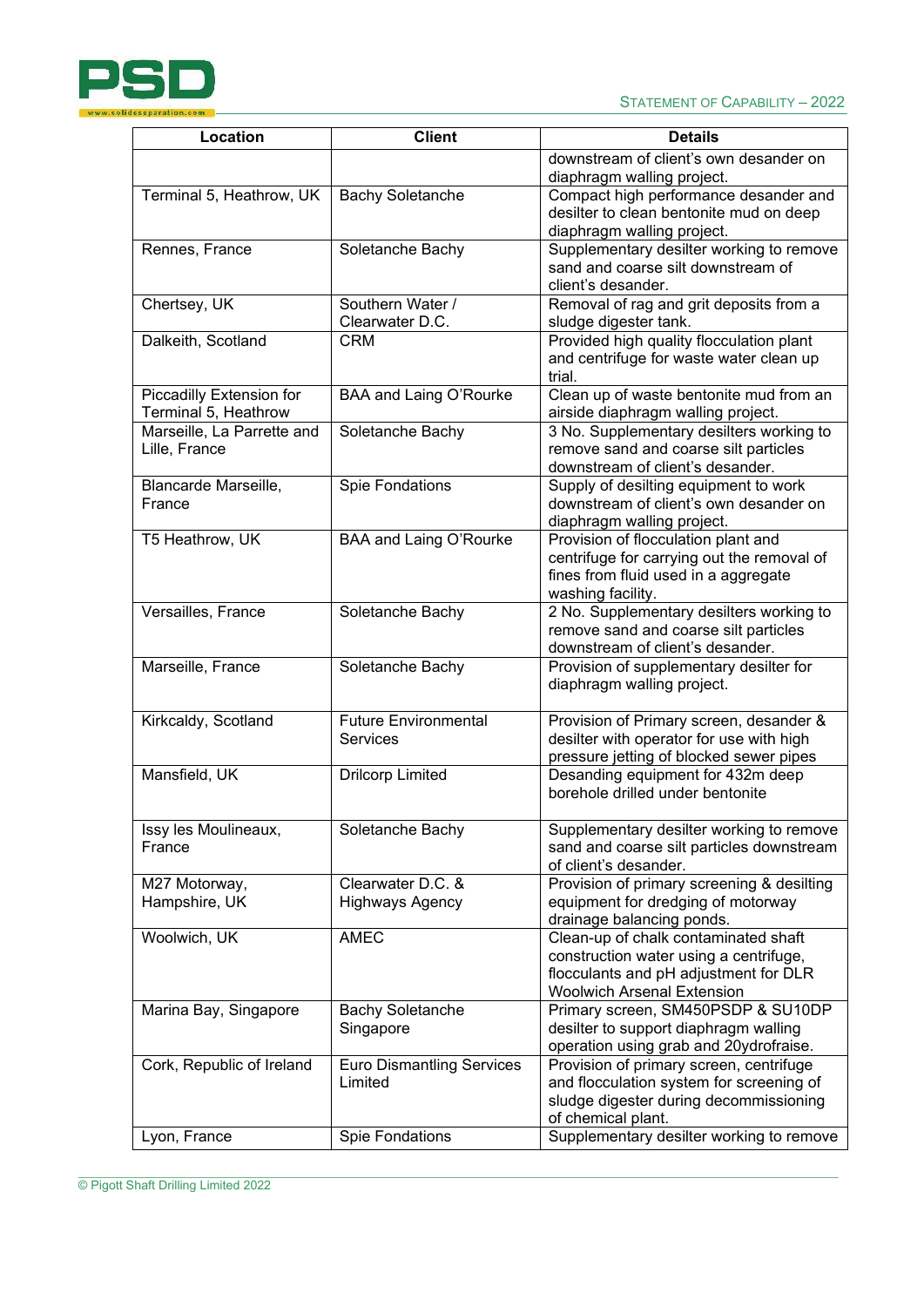| Location | Client | Details |
|---|---|---|
| | | downstream of client's own desander on diaphragm walling project. |
| Terminal 5, Heathrow, UK | Bachy Soletanche | Compact high performance desander and desilter to clean bentonite mud on deep diaphragm walling project. |
| Rennes, France | Soletanche Bachy | Supplementary desilter working to remove sand and coarse silt downstream of client's desander. |
| Chertsey, UK | Southern Water / Clearwater D.C. | Removal of rag and grit deposits from a sludge digester tank. |
| Dalkeith, Scotland | CRM | Provided high quality flocculation plant and centrifuge for waste water clean up trial. |
| Piccadilly Extension for Terminal 5, Heathrow | BAA and Laing O'Rourke | Clean up of waste bentonite mud from an airside diaphragm walling project. |
| Marseille, La Parrette and Lille, France | Soletanche Bachy | 3 No. Supplementary desilters working to remove sand and coarse silt particles downstream of client's desander. |
| Blancarde Marseille, France | Spie Fondations | Supply of desilting equipment to work downstream of client's own desander on diaphragm walling project. |
| T5 Heathrow, UK | BAA and Laing O'Rourke | Provision of flocculation plant and centrifuge for carrying out the removal of fines from fluid used in a aggregate washing facility. |
| Versailles, France | Soletanche Bachy | 2 No. Supplementary desilters working to remove sand and coarse silt particles downstream of client's desander. |
| Marseille, France | Soletanche Bachy | Provision of supplementary desilter for diaphragm walling project. |
| Kirkcaldy, Scotland | Future Environmental Services | Provision of Primary screen, desander & desilter with operator for use with high pressure jetting of blocked sewer pipes |
| Mansfield, UK | Drilcorp Limited | Desanding equipment for 432m deep borehole drilled under bentonite |
| Issy les Moulineaux, France | Soletanche Bachy | Supplementary desilter working to remove sand and coarse silt particles downstream of client's desander. |
| M27 Motorway, Hampshire, UK | Clearwater D.C. & Highways Agency | Provision of primary screening & desilting equipment for dredging of motorway drainage balancing ponds. |
| Woolwich, UK | AMEC | Clean-up of chalk contaminated shaft construction water using a centrifuge, flocculants and pH adjustment for DLR Woolwich Arsenal Extension |
| Marina Bay, Singapore | Bachy Soletanche Singapore | Primary screen, SM450PSDP & SU10DP desilter to support diaphragm walling operation using grab and 20ydrofraise. |
| Cork, Republic of Ireland | Euro Dismantling Services Limited | Provision of primary screen, centrifuge and flocculation system for screening of sludge digester during decommissioning of chemical plant. |
| Lyon, France | Spie Fondations | Supplementary desilter working to remove |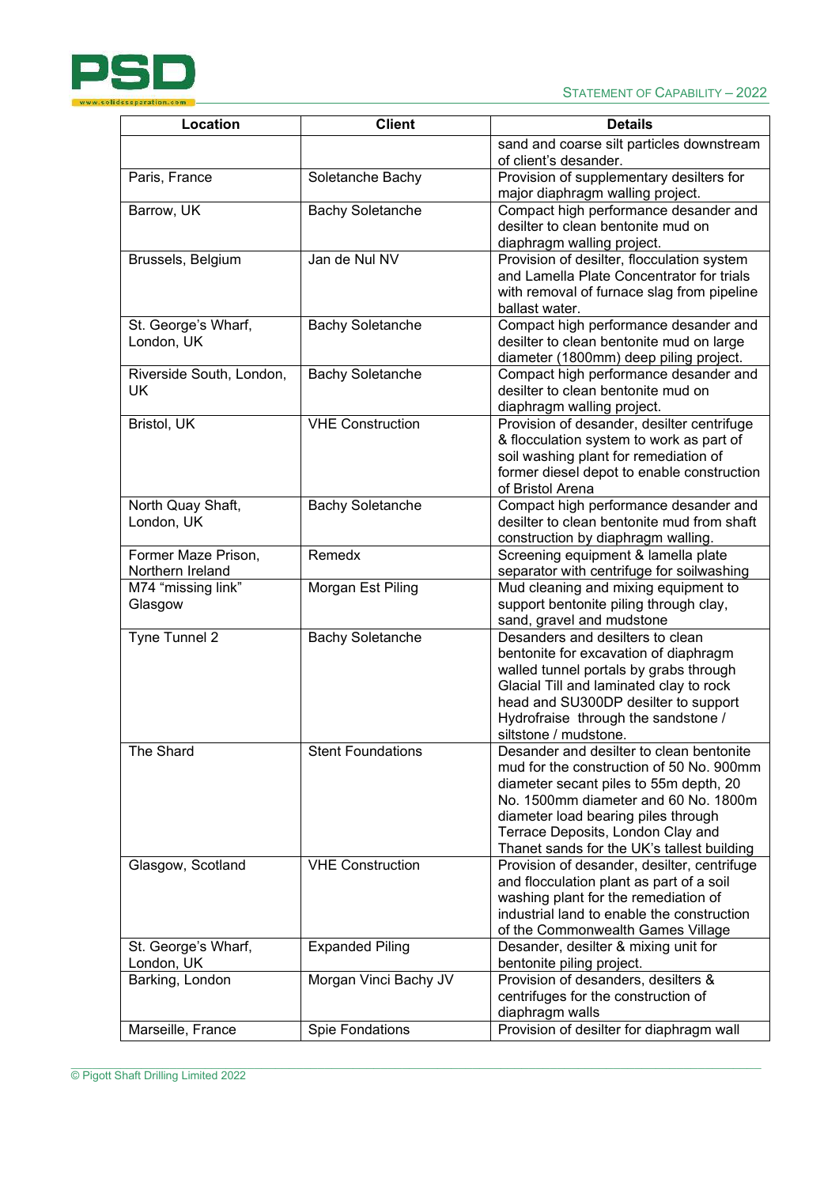| Location | Client | Details |
|---|---|---|
| | | sand and coarse silt particles downstream of client's desander. |
| Paris, France | Soletanche Bachy | Provision of supplementary desilters for major diaphragm walling project. |
| Barrow, UK | Bachy Soletanche | Compact high performance desander and desilter to clean bentonite mud on diaphragm walling project. |
| Brussels, Belgium | Jan de Nul NV | Provision of desilter, flocculation system and Lamella Plate Concentrator for trials with removal of furnace slag from pipeline ballast water. |
| St. George's Wharf, London, UK | Bachy Soletanche | Compact high performance desander and desilter to clean bentonite mud on large diameter (1800mm) deep piling project. |
| Riverside South, London, UK | Bachy Soletanche | Compact high performance desander and desilter to clean bentonite mud on diaphragm walling project. |
| Bristol, UK | VHE Construction | Provision of desander, desilter centrifuge & flocculation system to work as part of soil washing plant for remediation of former diesel depot to enable construction of Bristol Arena |
| North Quay Shaft, London, UK | Bachy Soletanche | Compact high performance desander and desilter to clean bentonite mud from shaft construction by diaphragm walling. |
| Former Maze Prison, Northern Ireland | Remedx | Screening equipment & lamella plate separator with centrifuge for soilwashing |
| M74 "missing link" Glasgow | Morgan Est Piling | Mud cleaning and mixing equipment to support bentonite piling through clay, sand, gravel and mudstone |
| Tyne Tunnel 2 | Bachy Soletanche | Desanders and desilters to clean bentonite for excavation of diaphragm walled tunnel portals by grabs through Glacial Till and laminated clay to rock head and SU300DP desilter to support Hydrofraise through the sandstone / siltstone / mudstone. |
| The Shard | Stent Foundations | Desander and desilter to clean bentonite mud for the construction of 50 No. 900mm diameter secant piles to 55m depth, 20 No. 1500mm diameter and 60 No. 1800m diameter load bearing piles through Terrace Deposits, London Clay and Thanet sands for the UK's tallest building |
| Glasgow, Scotland | VHE Construction | Provision of desander, desilter, centrifuge and flocculation plant as part of a soil washing plant for the remediation of industrial land to enable the construction of the Commonwealth Games Village |
| St. George's Wharf, London, UK | Expanded Piling | Desander, desilter & mixing unit for bentonite piling project. |
| Barking, London | Morgan Vinci Bachy JV | Provision of desanders, desilters & centrifuges for the construction of diaphragm walls |
| Marseille, France | Spie Fondations | Provision of desilter for diaphragm wall |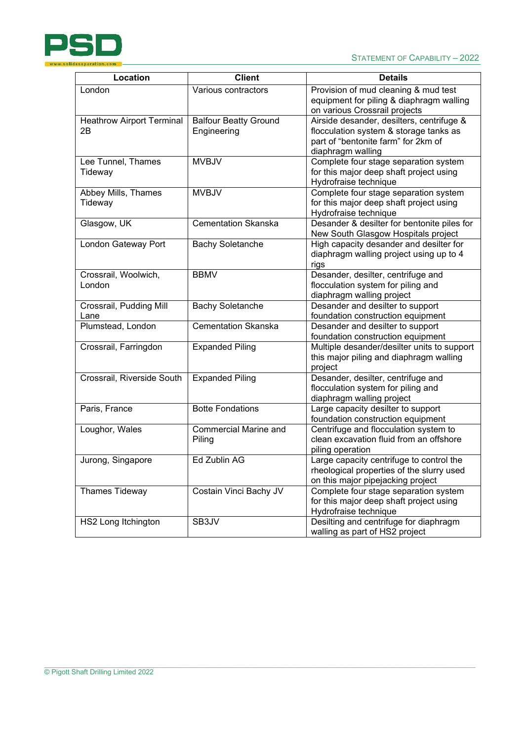| Location | Client | Details |
|---|---|---|
| London | Various contractors | Provision of mud cleaning & mud test equipment for piling & diaphragm walling on various Crossrail projects |
| Heathrow Airport Terminal 2B | Balfour Beatty Ground Engineering | Airside desander, desilters, centrifuge & flocculation system & storage tanks as part of "bentonite farm" for 2km of diaphragm walling |
| Lee Tunnel, Thames Tideway | MVBJV | Complete four stage separation system for this major deep shaft project using Hydrofraise technique |
| Abbey Mills, Thames Tideway | MVBJV | Complete four stage separation system for this major deep shaft project using Hydrofraise technique |
| Glasgow, UK | Cementation Skanska | Desander & desilter for bentonite piles for New South Glasgow Hospitals project |
| London Gateway Port | Bachy Soletanche | High capacity desander and desilter for diaphragm walling project using up to 4 rigs |
| Crossrail, Woolwich, London | BBMV | Desander, desilter, centrifuge and flocculation system for piling and diaphragm walling project |
| Crossrail, Pudding Mill Lane | Bachy Soletanche | Desander and desilter to support foundation construction equipment |
| Plumstead, London | Cementation Skanska | Desander and desilter to support foundation construction equipment |
| Crossrail, Farringdon | Expanded Piling | Multiple desander/desilter units to support this major piling and diaphragm walling project |
| Crossrail, Riverside South | Expanded Piling | Desander, desilter, centrifuge and flocculation system for piling and diaphragm walling project |
| Paris, France | Botte Fondations | Large capacity desilter to support foundation construction equipment |
| Loughor, Wales | Commercial Marine and Piling | Centrifuge and flocculation system to clean excavation fluid from an offshore piling operation |
| Jurong, Singapore | Ed Zublin AG | Large capacity centrifuge to control the rheological properties of the slurry used on this major pipejacking project |
| Thames Tideway | Costain Vinci Bachy JV | Complete four stage separation system for this major deep shaft project using Hydrofraise technique |
| HS2 Long Itchington | SB3JV | Desilting and centrifuge for diaphragm walling as part of HS2 project |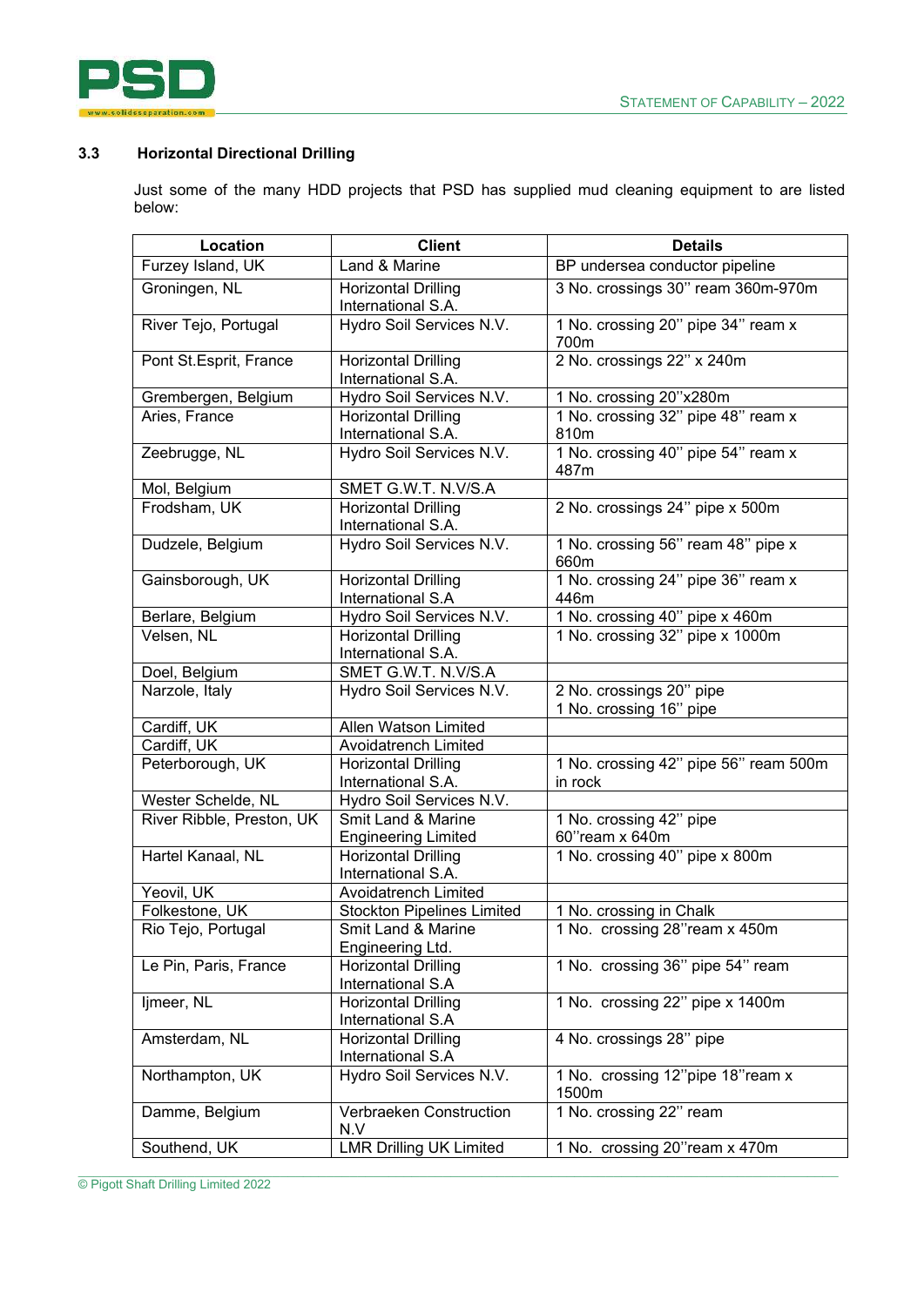### 3.3 Horizontal Directional Drilling

Just some of the many HDD projects that PSD has supplied mud cleaning equipment to are listed below:

| Location | Client | Details |
|---|---|---|
| Furzey Island, UK | Land & Marine | BP undersea conductor pipeline |
| Groningen, NL | Horizontal Drilling International S.A. | 3 No. crossings 30" ream 360m-970m |
| River Tejo, Portugal | Hydro Soil Services N.V. | 1 No. crossing 20" pipe 34" ream x 700m |
| Pont St.Esprit, France | Horizontal Drilling International S.A. | 2 No. crossings 22" x 240m |
| Grembergen, Belgium | Hydro Soil Services N.V. | 1 No. crossing 20"x280m |
| Aries, France | Horizontal Drilling International S.A. | 1 No. crossing 32" pipe 48" ream x 810m |
| Zeebrugge, NL | Hydro Soil Services N.V. | 1 No. crossing 40" pipe 54" ream x 487m |
| Mol, Belgium | SMET G.W.T. N.V/S.A | |
| Frodsham, UK | Horizontal Drilling International S.A. | 2 No. crossings 24" pipe x 500m |
| Dudzele, Belgium | Hydro Soil Services N.V. | 1 No. crossing 56" ream 48" pipe x 660m |
| Gainsborough, UK | Horizontal Drilling International S.A | 1 No. crossing 24" pipe 36" ream x 446m |
| Berlare, Belgium | Hydro Soil Services N.V. | 1 No. crossing 40" pipe x 460m |
| Velsen, NL | Horizontal Drilling International S.A. | 1 No. crossing 32" pipe x 1000m |
| Doel, Belgium | SMET G.W.T. N.V/S.A | |
| Narzole, Italy | Hydro Soil Services N.V. | 2 No. crossings 20" pipe<br>1 No. crossing 16" pipe |
| Cardiff, UK | Allen Watson Limited | |
| Cardiff, UK | Avoidatrench Limited | |
| Peterborough, UK | Horizontal Drilling International S.A. | 1 No. crossing 42" pipe 56" ream 500m in rock |
| Wester Schelde, NL | Hydro Soil Services N.V. | |
| River Ribble, Preston, UK | Smit Land & Marine Engineering Limited | 1 No. crossing 42" pipe<br>60"ream x 640m |
| Hartel Kanaal, NL | Horizontal Drilling International S.A. | 1 No. crossing 40" pipe x 800m |
| Yeovil, UK | Avoidatrench Limited | |
| Folkestone, UK | Stockton Pipelines Limited | 1 No. crossing in Chalk |
| Rio Tejo, Portugal | Smit Land & Marine Engineering Ltd. | 1 No. crossing 28"ream x 450m |
| Le Pin, Paris, France | Horizontal Drilling International S.A | 1 No. crossing 36" pipe 54" ream |
| Ijmeer, NL | Horizontal Drilling International S.A | 1 No. crossing 22" pipe x 1400m |
| Amsterdam, NL | Horizontal Drilling International S.A | 4 No. crossings 28" pipe |
| Northampton, UK | Hydro Soil Services N.V. | 1 No. crossing 12"pipe 18"ream x 1500m |
| Damme, Belgium | Verbraeken Construction N.V | 1 No. crossing 22" ream |
| Southend, UK | LMR Drilling UK Limited | 1 No. crossing 20"ream x 470m |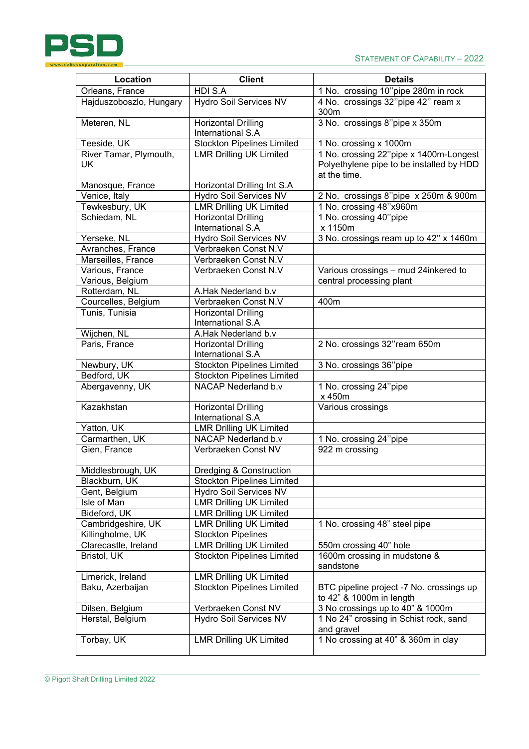| Location | Client | Details |
|---|---|---|
| Orleans, France | HDI S.A | 1 No. crossing 10"pipe 280m in rock |
| Hajduszoboszlo, Hungary | Hydro Soil Services NV | 4 No. crossings 32"pipe 42" ream x 300m |
| Meteren, NL | Horizontal Drilling International S.A | 3 No. crossings 8"pipe x 350m |
| Teeside, UK | Stockton Pipelines Limited | 1 No. crossing x 1000m |
| River Tamar, Plymouth, UK | LMR Drilling UK Limited | 1 No. crossing 22"pipe x 1400m-Longest Polyethylene pipe to be installed by HDD at the time. |
| Manosque, France | Horizontal Drilling Int S.A | |
| Venice, Italy | Hydro Soil Services NV | 2 No. crossings 8"pipe x 250m & 900m |
| Tewkesbury, UK | LMR Drilling UK Limited | 1 No. crossing 48"x960m |
| Schiedam, NL | Horizontal Drilling International S.A | 1 No. crossing 40"pipe x 1150m |
| Yerseke, NL | Hydro Soil Services NV | 3 No. crossings ream up to 42" x 1460m |
| Avranches, France | Verbraeken Const N.V | |
| Marseilles, France | Verbraeken Const N.V | |
| Various, France Various, Belgium | Verbraeken Const N.V | Various crossings – mud 24inkered to central processing plant |
| Rotterdam, NL | A.Hak Nederland b.v | |
| Courcelles, Belgium | Verbraeken Const N.V | 400m |
| Tunis, Tunisia | Horizontal Drilling International S.A | |
| Wijchen, NL | A.Hak Nederland b.v | |
| Paris, France | Horizontal Drilling International S.A | 2 No. crossings 32"ream 650m |
| Newbury, UK | Stockton Pipelines Limited | 3 No. crossings 36"pipe |
| Bedford, UK | Stockton Pipelines Limited | |
| Abergavenny, UK | NACAP Nederland b.v | 1 No. crossing 24"pipe x 450m |
| Kazakhstan | Horizontal Drilling International S.A | Various crossings |
| Yatton, UK | LMR Drilling UK Limited | |
| Carmarthen, UK | NACAP Nederland b.v | 1 No. crossing 24"pipe |
| Gien, France | Verbraeken Const NV | 922 m crossing |
| Middlesbrough, UK | Dredging & Construction | |
| Blackburn, UK | Stockton Pipelines Limited | |
| Gent, Belgium | Hydro Soil Services NV | |
| Isle of Man | LMR Drilling UK Limited | |
| Bideford, UK | LMR Drilling UK Limited | |
| Cambridgeshire, UK | LMR Drilling UK Limited | 1 No. crossing 48" steel pipe |
| Killingholme, UK | Stockton Pipelines | |
| Clarecastle, Ireland | LMR Drilling UK Limited | 550m crossing 40" hole |
| Bristol, UK | Stockton Pipelines Limited | 1600m crossing in mudstone & sandstone |
| Limerick, Ireland | LMR Drilling UK Limited | |
| Baku, Azerbaijan | Stockton Pipelines Limited | BTC pipeline project -7 No. crossings up to 42" & 1000m in length |
| Dilsen, Belgium | Verbraeken Const NV | 3 No crossings up to 40" & 1000m |
| Herstal, Belgium | Hydro Soil Services NV | 1 No 24" crossing in Schist rock, sand and gravel |
| Torbay, UK | LMR Drilling UK Limited | 1 No crossing at 40" & 360m in clay |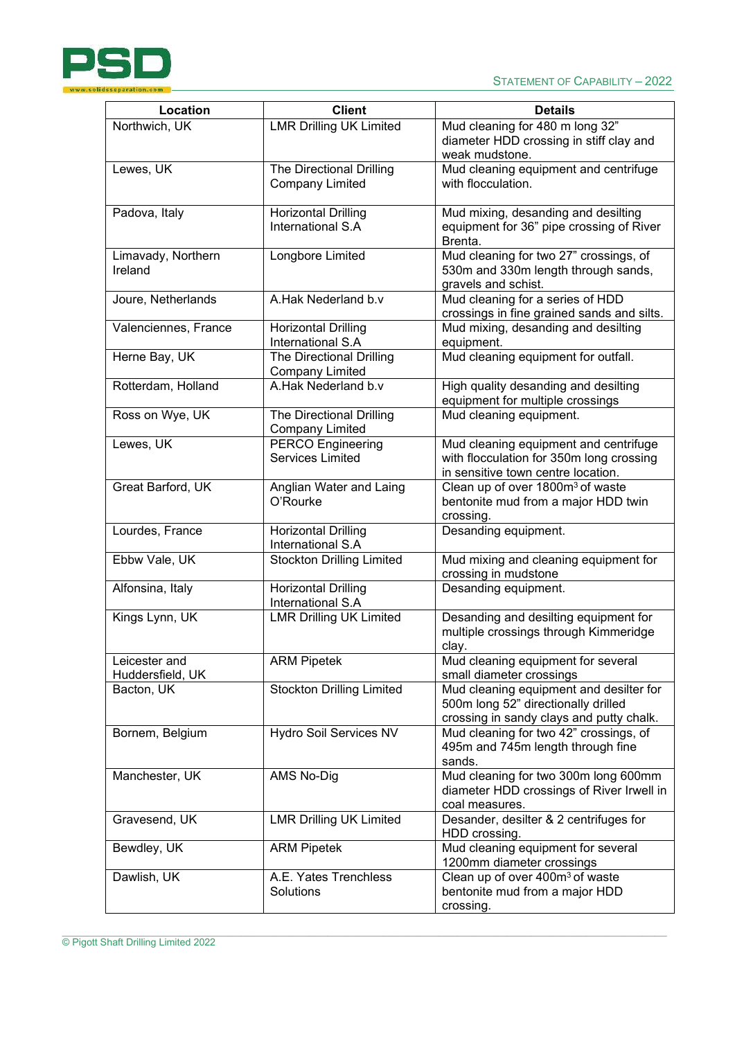| Location | Client | Details |
|---|---|---|
| Northwich, UK | LMR Drilling UK Limited | Mud cleaning for 480 m long 32" diameter HDD crossing in stiff clay and weak mudstone. |
| Lewes, UK | The Directional Drilling Company Limited | Mud cleaning equipment and centrifuge with flocculation. |
| Padova, Italy | Horizontal Drilling International S.A | Mud mixing, desanding and desilting equipment for 36" pipe crossing of River Brenta. |
| Limavady, Northern Ireland | Longbore Limited | Mud cleaning for two 27" crossings, of 530m and 330m length through sands, gravels and schist. |
| Joure, Netherlands | A.Hak Nederland b.v | Mud cleaning for a series of HDD crossings in fine grained sands and silts. |
| Valenciennes, France | Horizontal Drilling International S.A | Mud mixing, desanding and desilting equipment. |
| Herne Bay, UK | The Directional Drilling Company Limited | Mud cleaning equipment for outfall. |
| Rotterdam, Holland | A.Hak Nederland b.v | High quality desanding and desilting equipment for multiple crossings |
| Ross on Wye, UK | The Directional Drilling Company Limited | Mud cleaning equipment. |
| Lewes, UK | PERCO Engineering Services Limited | Mud cleaning equipment and centrifuge with flocculation for 350m long crossing in sensitive town centre location. |
| Great Barford, UK | Anglian Water and Laing O'Rourke | Clean up of over 1800m$^3$ of waste bentonite mud from a major HDD twin crossing. |
| Lourdes, France | Horizontal Drilling International S.A | Desanding equipment. |
| Ebbw Vale, UK | Stockton Drilling Limited | Mud mixing and cleaning equipment for crossing in mudstone |
| Alfonsina, Italy | Horizontal Drilling International S.A | Desanding equipment. |
| Kings Lynn, UK | LMR Drilling UK Limited | Desanding and desilting equipment for multiple crossings through Kimmeridge clay. |
| Leicester and Huddersfield, UK | ARM Pipetek | Mud cleaning equipment for several small diameter crossings |
| Bacton, UK | Stockton Drilling Limited | Mud cleaning equipment and desilter for 500m long 52" directionally drilled crossing in sandy clays and putty chalk. |
| Bornem, Belgium | Hydro Soil Services NV | Mud cleaning for two 42" crossings, of 495m and 745m length through fine sands. |
| Manchester, UK | AMS No-Dig | Mud cleaning for two 300m long 600mm diameter HDD crossings of River Irwell in coal measures. |
| Gravesend, UK | LMR Drilling UK Limited | Desander, desilter & 2 centrifuges for HDD crossing. |
| Bewdley, UK | ARM Pipetek | Mud cleaning equipment for several 1200mm diameter crossings |
| Dawlish, UK | A.E. Yates Trenchless Solutions | Clean up of over 400m$^3$ of waste bentonite mud from a major HDD crossing. |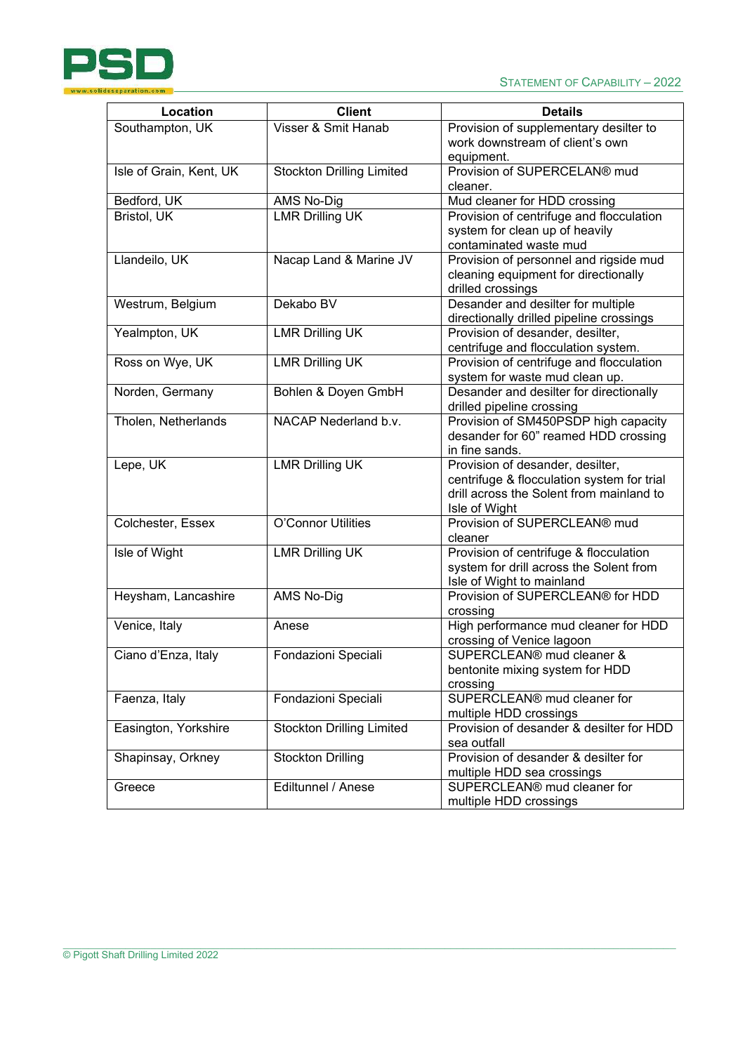| Location | Client | Details |
| --- | --- | --- |
| Southampton, UK | Visser & Smit Hanab | Provision of supplementary desilter to work downstream of client's own equipment. |
| Isle of Grain, Kent, UK | Stockton Drilling Limited | Provision of SUPERCELAN® mud cleaner. |
| Bedford, UK | AMS No-Dig | Mud cleaner for HDD crossing |
| Bristol, UK | LMR Drilling UK | Provision of centrifuge and flocculation system for clean up of heavily contaminated waste mud |
| Llandeilo, UK | Nacap Land & Marine JV | Provision of personnel and rigside mud cleaning equipment for directionally drilled crossings |
| Westrum, Belgium | Dekabo BV | Desander and desilter for multiple directionally drilled pipeline crossings |
| Yealmpton, UK | LMR Drilling UK | Provision of desander, desilter, centrifuge and flocculation system. |
| Ross on Wye, UK | LMR Drilling UK | Provision of centrifuge and flocculation system for waste mud clean up. |
| Norden, Germany | Bohlen & Doyen GmbH | Desander and desilter for directionally drilled pipeline crossing |
| Tholen, Netherlands | NACAP Nederland b.v. | Provision of SM450PSDP high capacity desander for 60" reamed HDD crossing in fine sands. |
| Lepe, UK | LMR Drilling UK | Provision of desander, desilter, centrifuge & flocculation system for trial drill across the Solent from mainland to Isle of Wight |
| Colchester, Essex | O'Connor Utilities | Provision of SUPERCLEAN® mud cleaner |
| Isle of Wight | LMR Drilling UK | Provision of centrifuge & flocculation system for drill across the Solent from Isle of Wight to mainland |
| Heysham, Lancashire | AMS No-Dig | Provision of SUPERCLEAN® for HDD crossing |
| Venice, Italy | Anese | High performance mud cleaner for HDD crossing of Venice lagoon |
| Ciano d'Enza, Italy | Fondazioni Speciali | SUPERCLEAN® mud cleaner & bentonite mixing system for HDD crossing |
| Faenza, Italy | Fondazioni Speciali | SUPERCLEAN® mud cleaner for multiple HDD crossings |
| Easington, Yorkshire | Stockton Drilling Limited | Provision of desander & desilter for HDD sea outfall |
| Shapinsay, Orkney | Stockton Drilling | Provision of desander & desilter for multiple HDD sea crossings |
| Greece | Ediltunnel / Anese | SUPERCLEAN® mud cleaner for multiple HDD crossings |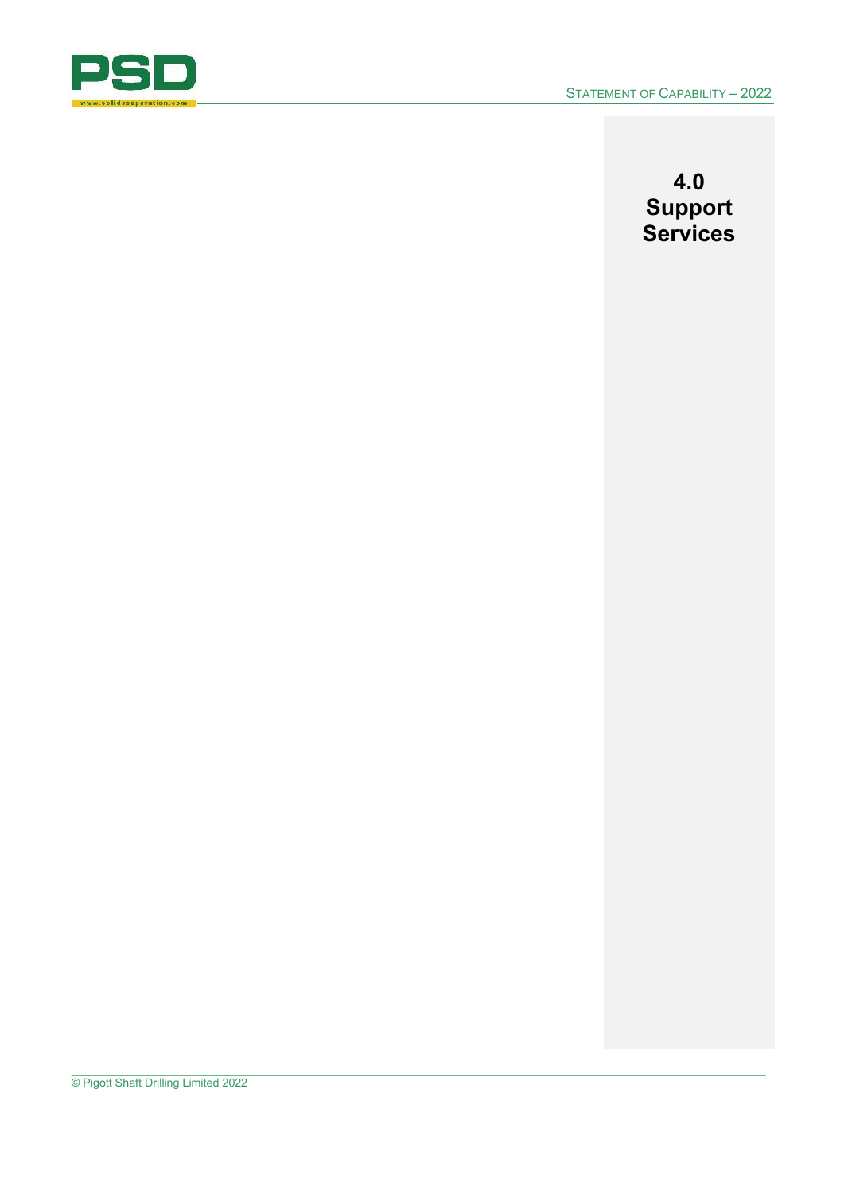# 4.0 Support Services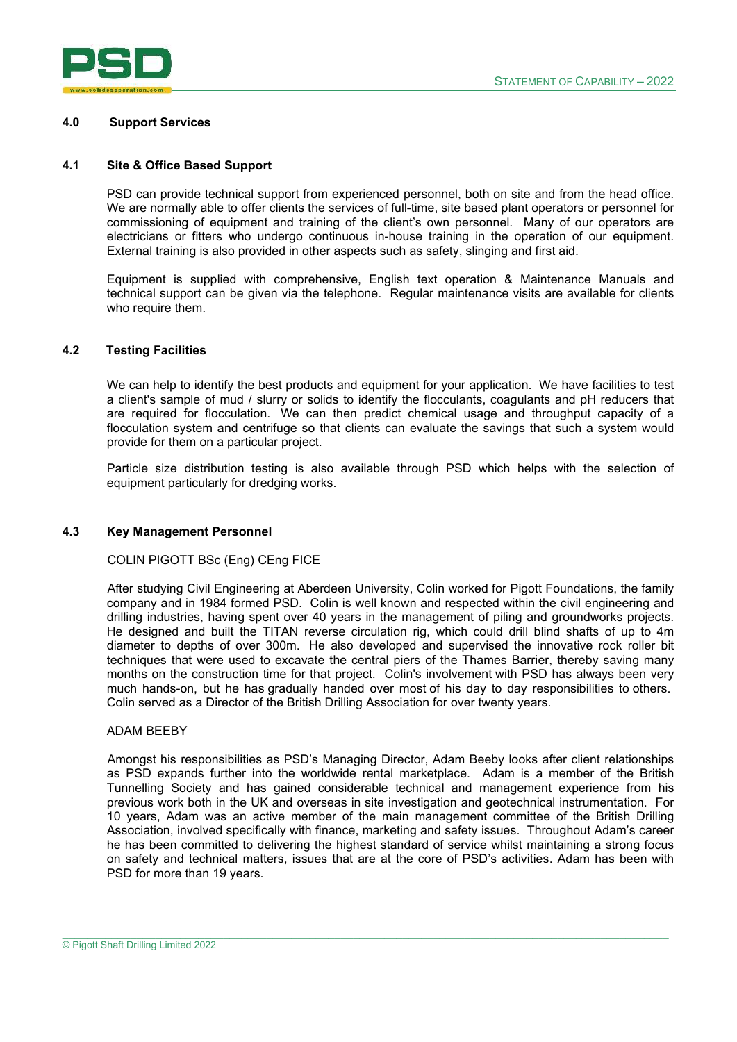## 4.0 Support Services

### 4.1 Site & Office Based Support

PSD can provide technical support from experienced personnel, both on site and from the head office. We are normally able to offer clients the services of full-time, site based plant operators or personnel for commissioning of equipment and training of the client's own personnel. Many of our operators are electricians or fitters who undergo continuous in-house training in the operation of our equipment. External training is also provided in other aspects such as safety, slinging and first aid.

Equipment is supplied with comprehensive, English text operation & Maintenance Manuals and technical support can be given via the telephone. Regular maintenance visits are available for clients who require them.

### 4.2 Testing Facilities

We can help to identify the best products and equipment for your application. We have facilities to test a client's sample of mud / slurry or solids to identify the flocculants, coagulants and pH reducers that are required for flocculation. We can then predict chemical usage and throughput capacity of a flocculation system and centrifuge so that clients can evaluate the savings that such a system would provide for them on a particular project.

Particle size distribution testing is also available through PSD which helps with the selection of equipment particularly for dredging works.

### 4.3 Key Management Personnel

COLIN PIGOTT BSc (Eng) CEng FICE

After studying Civil Engineering at Aberdeen University, Colin worked for Pigott Foundations, the family company and in 1984 formed PSD. Colin is well known and respected within the civil engineering and drilling industries, having spent over 40 years in the management of piling and groundworks projects. He designed and built the TITAN reverse circulation rig, which could drill blind shafts of up to 4m diameter to depths of over 300m. He also developed and supervised the innovative rock roller bit techniques that were used to excavate the central piers of the Thames Barrier, thereby saving many months on the construction time for that project. Colin's involvement with PSD has always been very much hands-on, but he has gradually handed over most of his day to day responsibilities to others. Colin served as a Director of the British Drilling Association for over twenty years.

ADAM BEEBY

Amongst his responsibilities as PSD's Managing Director, Adam Beeby looks after client relationships as PSD expands further into the worldwide rental marketplace. Adam is a member of the British Tunnelling Society and has gained considerable technical and management experience from his previous work both in the UK and overseas in site investigation and geotechnical instrumentation. For 10 years, Adam was an active member of the main management committee of the British Drilling Association, involved specifically with finance, marketing and safety issues. Throughout Adam's career he has been committed to delivering the highest standard of service whilst maintaining a strong focus on safety and technical matters, issues that are at the core of PSD's activities. Adam has been with PSD for more than 19 years.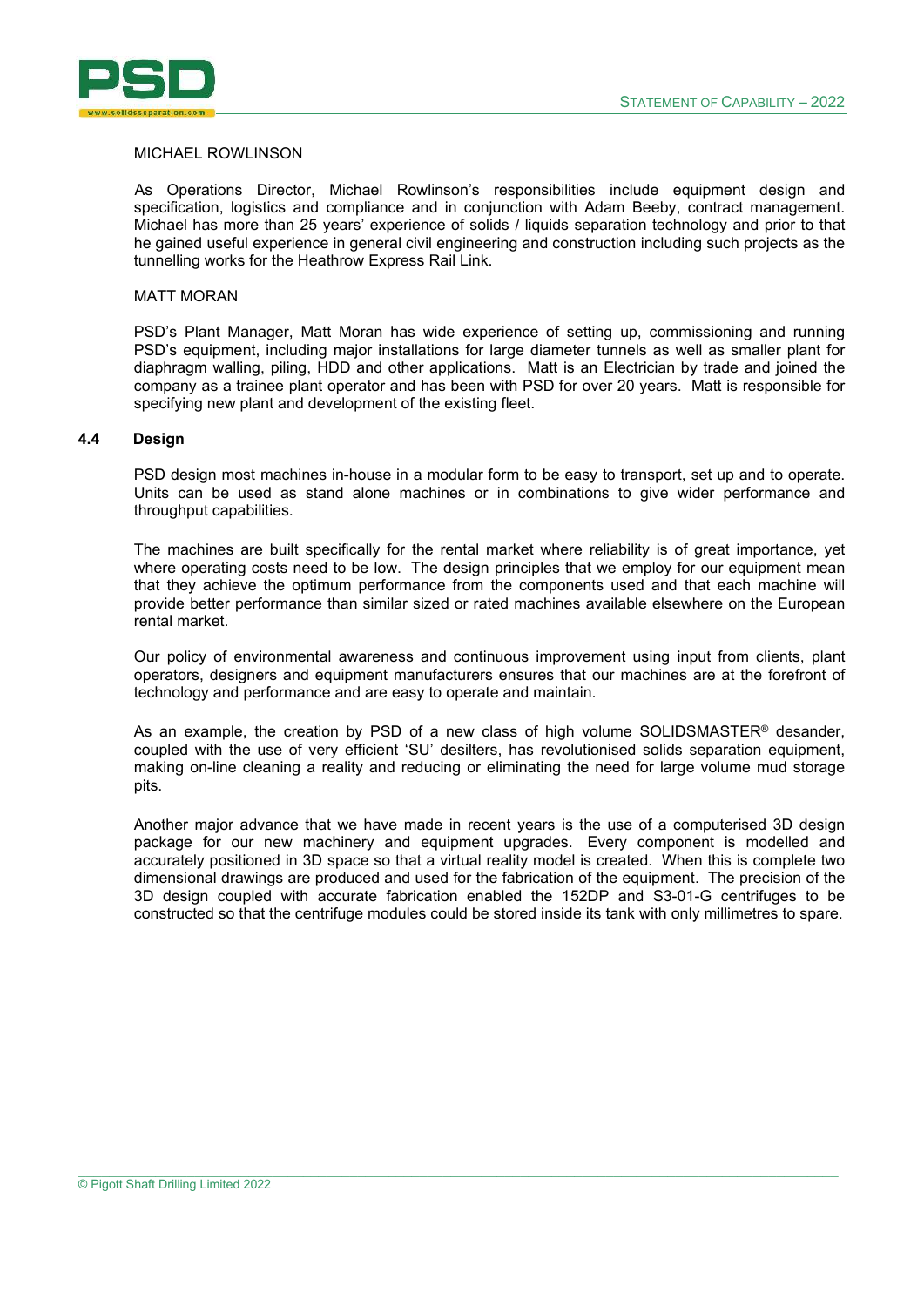MICHAEL ROWLINSON

As Operations Director, Michael Rowlinson's responsibilities include equipment design and specification, logistics and compliance and in conjunction with Adam Beeby, contract management. Michael has more than 25 years' experience of solids / liquids separation technology and prior to that he gained useful experience in general civil engineering and construction including such projects as the tunnelling works for the Heathrow Express Rail Link.

MATT MORAN

PSD's Plant Manager, Matt Moran has wide experience of setting up, commissioning and running PSD's equipment, including major installations for large diameter tunnels as well as smaller plant for diaphragm walling, piling, HDD and other applications. Matt is an Electrician by trade and joined the company as a trainee plant operator and has been with PSD for over 20 years. Matt is responsible for specifying new plant and development of the existing fleet.

### 4.4 Design

PSD design most machines in-house in a modular form to be easy to transport, set up and to operate. Units can be used as stand alone machines or in combinations to give wider performance and throughput capabilities.

The machines are built specifically for the rental market where reliability is of great importance, yet where operating costs need to be low. The design principles that we employ for our equipment mean that they achieve the optimum performance from the components used and that each machine will provide better performance than similar sized or rated machines available elsewhere on the European rental market.

Our policy of environmental awareness and continuous improvement using input from clients, plant operators, designers and equipment manufacturers ensures that our machines are at the forefront of technology and performance and are easy to operate and maintain.

As an example, the creation by PSD of a new class of high volume SOLIDSMASTER® desander, coupled with the use of very efficient 'SU' desilters, has revolutionised solids separation equipment, making on-line cleaning a reality and reducing or eliminating the need for large volume mud storage pits.

Another major advance that we have made in recent years is the use of a computerised 3D design package for our new machinery and equipment upgrades. Every component is modelled and accurately positioned in 3D space so that a virtual reality model is created. When this is complete two dimensional drawings are produced and used for the fabrication of the equipment. The precision of the 3D design coupled with accurate fabrication enabled the 152DP and S3-01-G centrifuges to be constructed so that the centrifuge modules could be stored inside its tank with only millimetres to spare.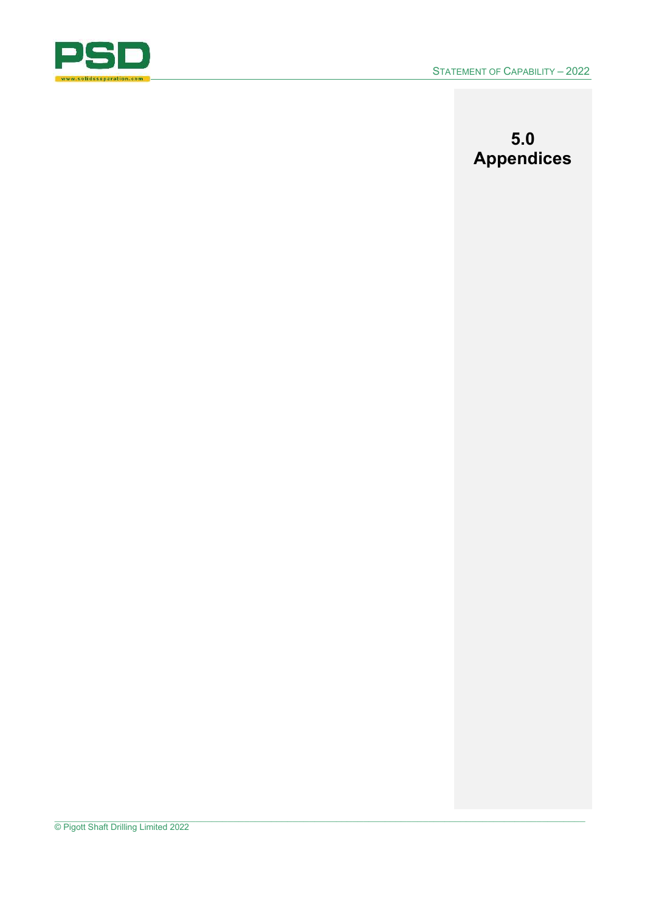# 5.0 Appendices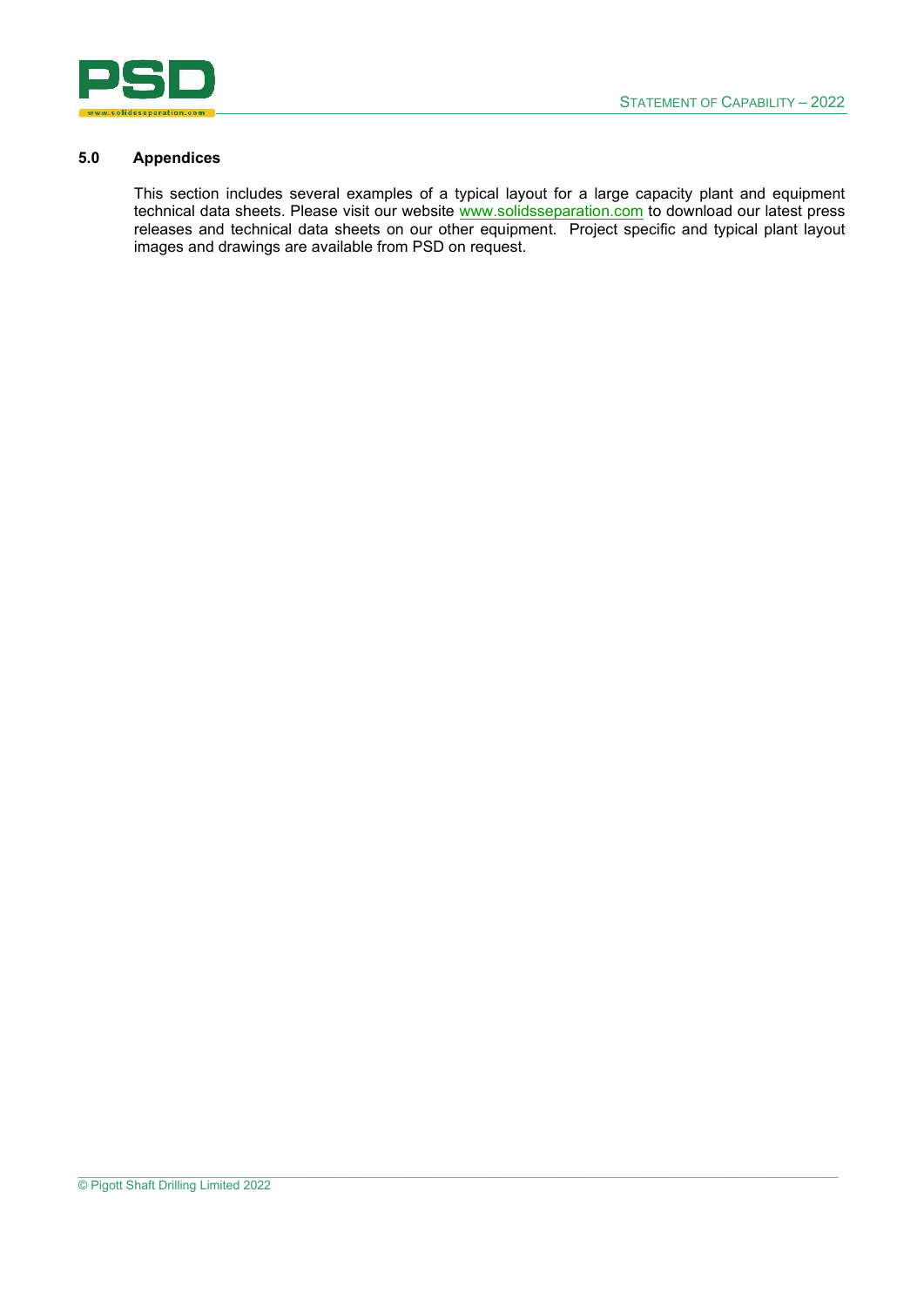## 5.0 Appendices

This section includes several examples of a typical layout for a large capacity plant and equipment technical data sheets. Please visit our website www.solidsseparation.com to download our latest press releases and technical data sheets on our other equipment. Project specific and typical plant layout images and drawings are available from PSD on request.